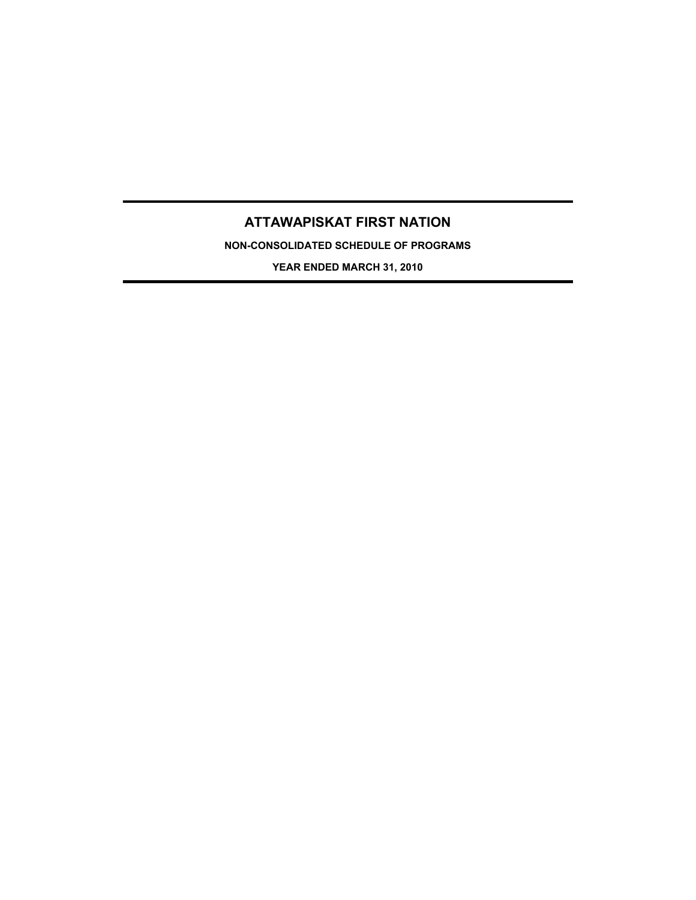# ATTAWAPISKAT FIRST NATION

**NON-CONSOLIDATED SCHEDULE OF PROGRAMS**

**YEAR ENDED MARCH 31, 2010**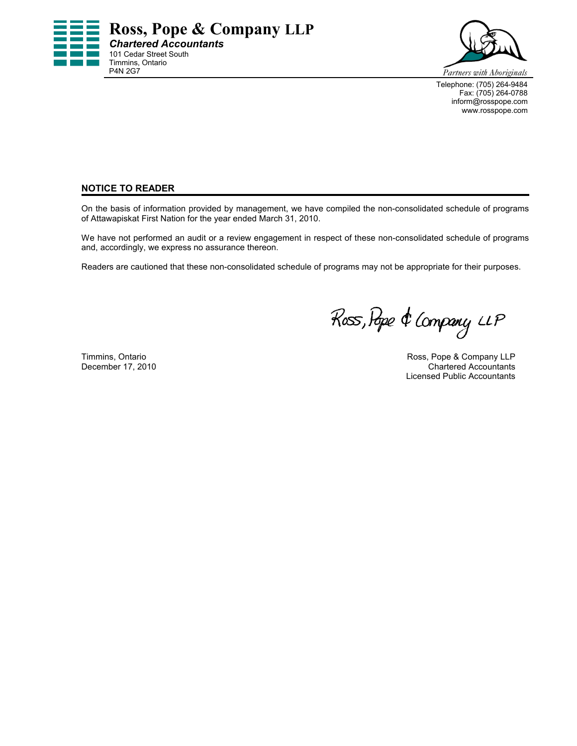**Ross, Pope & Company LLP**
***Chartered Accountants***
101 Cedar Street South
Timmins, Ontario
P4N 2G7

*Partners with Aboriginals*

Telephone: (705) 264-9484
Fax: (705) 264-0788
inform@rosspope.com
www.rosspope.com

## NOTICE TO READER

On the basis of information provided by management, we have compiled the non-consolidated schedule of programs of Attawapiskat First Nation for the year ended March 31, 2010.

We have not performed an audit or a review engagement in respect of these non-consolidated schedule of programs and, accordingly, we express no assurance thereon.

Readers are cautioned that these non-consolidated schedule of programs may not be appropriate for their purposes.

*Ross, Pope & Company LLP*

Timmins, Ontario
December 17, 2010

Ross, Pope & Company LLP
Chartered Accountants
Licensed Public Accountants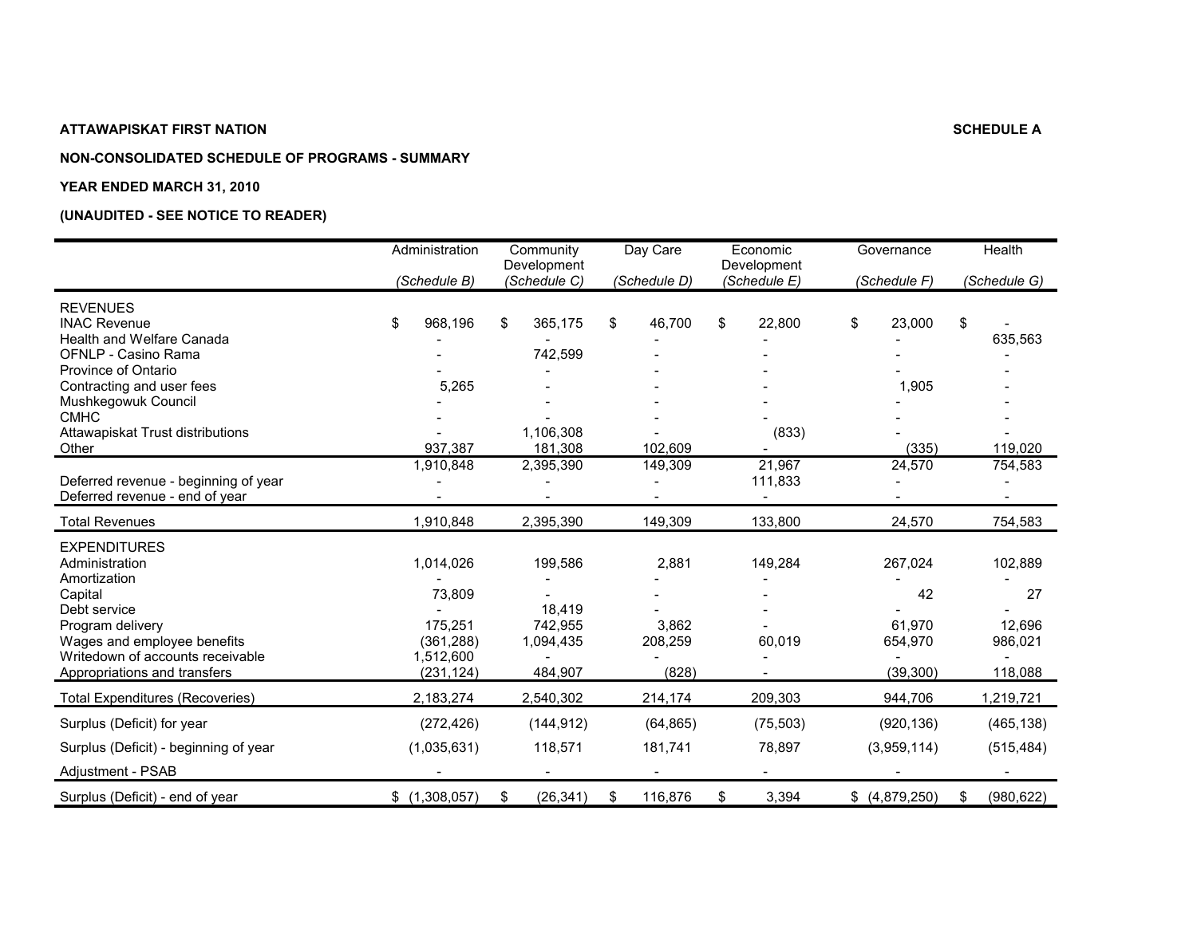**ATTAWAPISKAT FIRST NATION** **SCHEDULE A**

**NON-CONSOLIDATED SCHEDULE OF PROGRAMS - SUMMARY**

**YEAR ENDED MARCH 31, 2010**

**(UNAUDITED - SEE NOTICE TO READER)**

| | Administration (Schedule B) | Community Development (Schedule C) | Day Care (Schedule D) | Economic Development (Schedule E) | Governance (Schedule F) | Health (Schedule G) |
|---|---|---|---|---|---|---|
| REVENUES | | | | | | |
| INAC Revenue | $ 968,196 | $ 365,175 | $ 46,700 | $ 22,800 | $ 23,000 | $ - |
| Health and Welfare Canada | - | - | - | - | - | 635,563 |
| OFNLP - Casino Rama | - | 742,599 | - | - | - | - |
| Province of Ontario | - | - | - | - | - | - |
| Contracting and user fees | 5,265 | - | - | - | 1,905 | - |
| Mushkegowuk Council | - | - | - | - | - | - |
| CMHC | - | - | - | - | - | - |
| Attawapiskat Trust distributions | - | 1,106,308 | - | (833) | - | - |
| Other | 937,387 | 181,308 | 102,609 | - | (335) | 119,020 |
| | 1,910,848 | 2,395,390 | 149,309 | 21,967 | 24,570 | 754,583 |
| Deferred revenue - beginning of year | - | - | - | 111,833 | - | - |
| Deferred revenue - end of year | - | - | - | - | - | - |
| Total Revenues | 1,910,848 | 2,395,390 | 149,309 | 133,800 | 24,570 | 754,583 |
| EXPENDITURES | | | | | | |
| Administration | 1,014,026 | 199,586 | 2,881 | 149,284 | 267,024 | 102,889 |
| Amortization | - | - | - | - | - | - |
| Capital | 73,809 | - | - | - | 42 | 27 |
| Debt service | - | 18,419 | - | - | - | - |
| Program delivery | 175,251 | 742,955 | 3,862 | - | 61,970 | 12,696 |
| Wages and employee benefits | (361,288) | 1,094,435 | 208,259 | 60,019 | 654,970 | 986,021 |
| Writedown of accounts receivable | 1,512,600 | - | - | - | - | - |
| Appropriations and transfers | (231,124) | 484,907 | (828) | - | (39,300) | 118,088 |
| Total Expenditures (Recoveries) | 2,183,274 | 2,540,302 | 214,174 | 209,303 | 944,706 | 1,219,721 |
| Surplus (Deficit) for year | (272,426) | (144,912) | (64,865) | (75,503) | (920,136) | (465,138) |
| Surplus (Deficit) - beginning of year | (1,035,631) | 118,571 | 181,741 | 78,897 | (3,959,114) | (515,484) |
| Adjustment - PSAB | - | - | - | - | - | - |
| Surplus (Deficit) - end of year | $ (1,308,057) | $ (26,341) | $ 116,876 | $ 3,394 | $ (4,879,250) | $ (980,622) |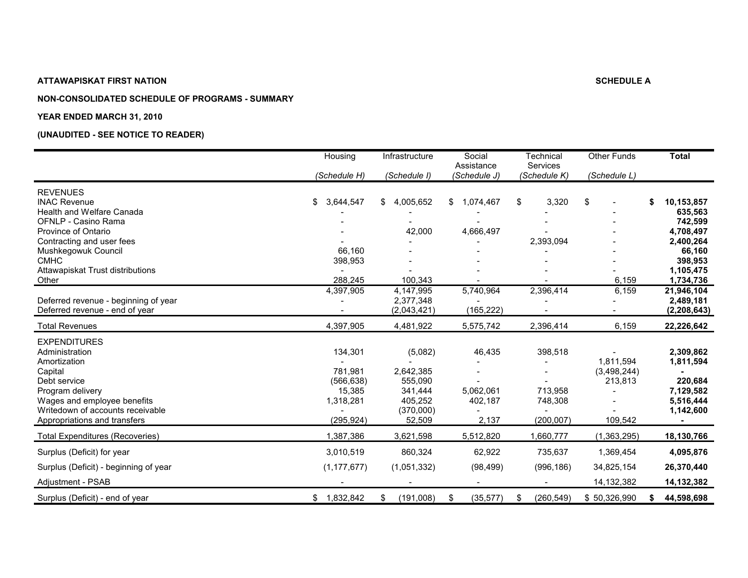**ATTAWAPISKAT FIRST NATION** **SCHEDULE A**

**NON-CONSOLIDATED SCHEDULE OF PROGRAMS - SUMMARY**

**YEAR ENDED MARCH 31, 2010**

**(UNAUDITED - SEE NOTICE TO READER)**

| | Housing<br>*(Schedule H)* | Infrastructure<br>*(Schedule I)* | Social Assistance<br>*(Schedule J)* | Technical Services<br>*(Schedule K)* | Other Funds<br>*(Schedule L)* | **Total** |
|---|---|---|---|---|---|---|
| REVENUES | | | | | | |
| INAC Revenue | $ 3,644,547 | $ 4,005,652 | $ 1,074,467 | $ 3,320 | $ - | **$ 10,153,857** |
| Health and Welfare Canada | - | - | - | - | - | **635,563** |
| OFNLP - Casino Rama | - | - | - | - | - | **742,599** |
| Province of Ontario | - | 42,000 | 4,666,497 | - | - | **4,708,497** |
| Contracting and user fees | - | - | - | 2,393,094 | - | **2,400,264** |
| Mushkegowuk Council | 66,160 | - | - | - | - | **66,160** |
| CMHC | 398,953 | - | - | - | - | **398,953** |
| Attawapiskat Trust distributions | - | - | - | - | - | **1,105,475** |
| Other | 288,245 | 100,343 | - | - | 6,159 | **1,734,736** |
| | 4,397,905 | 4,147,995 | 5,740,964 | 2,396,414 | 6,159 | **21,946,104** |
| Deferred revenue - beginning of year | - | 2,377,348 | - | - | - | **2,489,181** |
| Deferred revenue - end of year | - | (2,043,421) | (165,222) | - | - | **(2,208,643)** |
| Total Revenues | 4,397,905 | 4,481,922 | 5,575,742 | 2,396,414 | 6,159 | **22,226,642** |
| EXPENDITURES | | | | | | |
| Administration | 134,301 | (5,082) | 46,435 | 398,518 | - | **2,309,862** |
| Amortization | - | - | - | - | 1,811,594 | **1,811,594** |
| Capital | 781,981 | 2,642,385 | - | - | (3,498,244) | **-** |
| Debt service | (566,638) | 555,090 | - | - | 213,813 | **220,684** |
| Program delivery | 15,385 | 341,444 | 5,062,061 | 713,958 | - | **7,129,582** |
| Wages and employee benefits | 1,318,281 | 405,252 | 402,187 | 748,308 | - | **5,516,444** |
| Writedown of accounts receivable | - | (370,000) | - | - | - | **1,142,600** |
| Appropriations and transfers | (295,924) | 52,509 | 2,137 | (200,007) | 109,542 | **-** |
| Total Expenditures (Recoveries) | 1,387,386 | 3,621,598 | 5,512,820 | 1,660,777 | (1,363,295) | **18,130,766** |
| Surplus (Deficit) for year | 3,010,519 | 860,324 | 62,922 | 735,637 | 1,369,454 | **4,095,876** |
| Surplus (Deficit) - beginning of year | (1,177,677) | (1,051,332) | (98,499) | (996,186) | 34,825,154 | **26,370,440** |
| Adjustment - PSAB | - | - | - | - | 14,132,382 | **14,132,382** |
| Surplus (Deficit) - end of year | $ 1,832,842 | $ (191,008) | $ (35,577) | $ (260,549) | $ 50,326,990 | **$ 44,598,698** |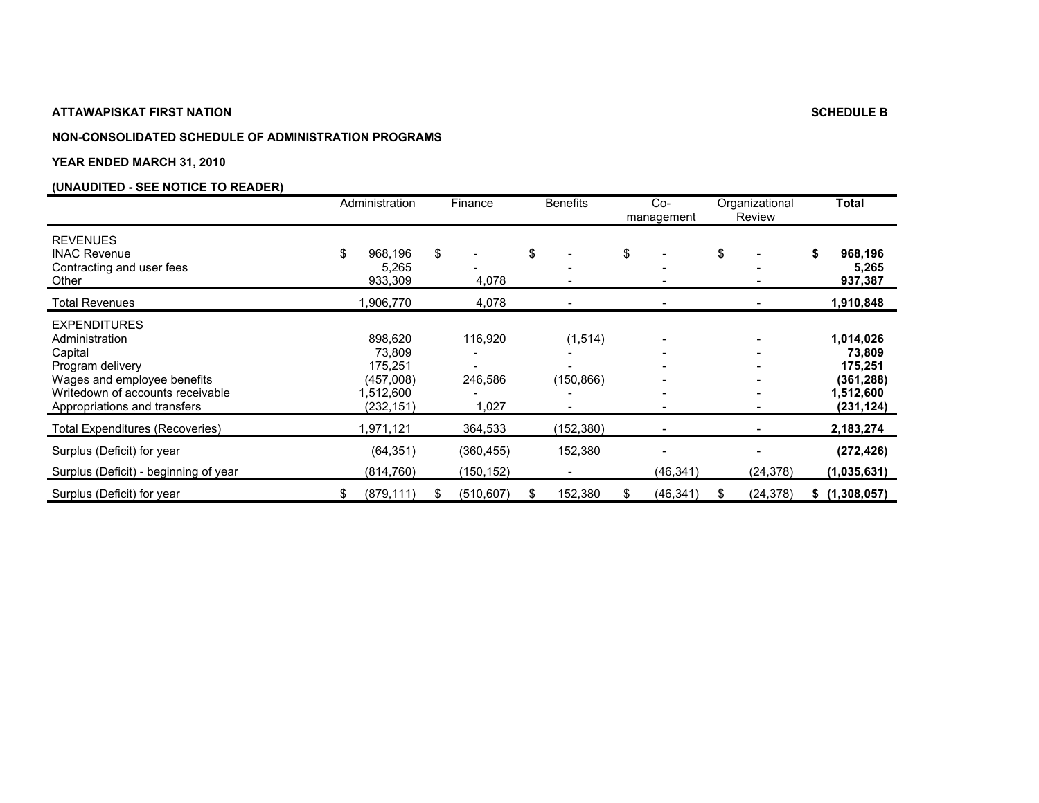**ATTAWAPISKAT FIRST NATION** **SCHEDULE B**

**NON-CONSOLIDATED SCHEDULE OF ADMINISTRATION PROGRAMS**

**YEAR ENDED MARCH 31, 2010**

**(UNAUDITED - SEE NOTICE TO READER)**

| | Administration | Finance | Benefits | Co-management | Organizational Review | **Total** |
|---|---|---|---|---|---|---|
| REVENUES | | | | | | |
| INAC Revenue | $ 968,196 | $ - | $ - | $ - | $ - | **$ 968,196** |
| Contracting and user fees | 5,265 | - | - | - | - | **5,265** |
| Other | 933,309 | 4,078 | - | - | - | **937,387** |
| Total Revenues | 1,906,770 | 4,078 | - | - | - | **1,910,848** |
| EXPENDITURES | | | | | | |
| Administration | 898,620 | 116,920 | (1,514) | - | - | **1,014,026** |
| Capital | 73,809 | - | - | - | - | **73,809** |
| Program delivery | 175,251 | - | - | - | - | **175,251** |
| Wages and employee benefits | (457,008) | 246,586 | (150,866) | - | - | **(361,288)** |
| Writedown of accounts receivable | 1,512,600 | - | - | - | - | **1,512,600** |
| Appropriations and transfers | (232,151) | 1,027 | - | - | - | **(231,124)** |
| Total Expenditures (Recoveries) | 1,971,121 | 364,533 | (152,380) | - | - | **2,183,274** |
| Surplus (Deficit) for year | (64,351) | (360,455) | 152,380 | - | - | **(272,426)** |
| Surplus (Deficit) - beginning of year | (814,760) | (150,152) | - | (46,341) | (24,378) | **(1,035,631)** |
| Surplus (Deficit) for year | $ (879,111) | $ (510,607) | $ 152,380 | $ (46,341) | $ (24,378) | **$ (1,308,057)** |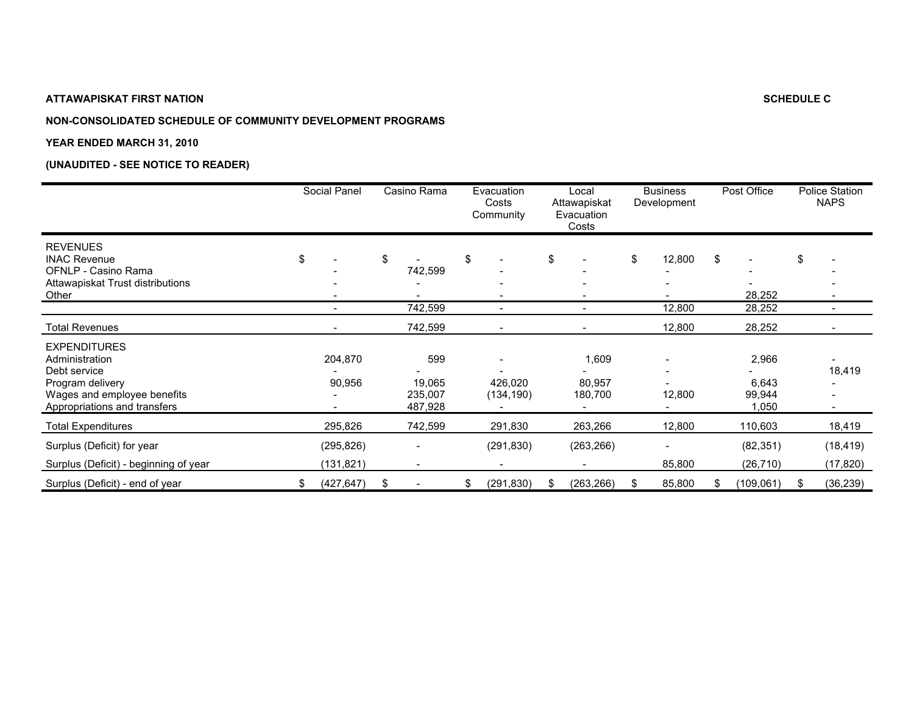**ATTAWAPISKAT FIRST NATION** **SCHEDULE C**

**NON-CONSOLIDATED SCHEDULE OF COMMUNITY DEVELOPMENT PROGRAMS**

**YEAR ENDED MARCH 31, 2010**

**(UNAUDITED - SEE NOTICE TO READER)**

| | Social Panel | Casino Rama | Evacuation Costs Community | Local Attawapiskat Evacuation Costs | Business Development | Post Office | Police Station NAPS |
|---|---|---|---|---|---|---|---|
| REVENUES | | | | | | | |
| INAC Revenue | $ - | $ - | $ - | $ - | $ 12,800 | $ - | $ - |
| OFNLP - Casino Rama | - | 742,599 | - | - | - | - | - |
| Attawapiskat Trust distributions | - | - | - | - | - | - | - |
| Other | - | - | - | - | - | 28,252 | - |
| | - | 742,599 | - | - | 12,800 | 28,252 | - |
| Total Revenues | - | 742,599 | - | - | 12,800 | 28,252 | - |
| EXPENDITURES | | | | | | | |
| Administration | 204,870 | 599 | - | 1,609 | - | 2,966 | - |
| Debt service | - | - | - | - | - | - | 18,419 |
| Program delivery | 90,956 | 19,065 | 426,020 | 80,957 | - | 6,643 | - |
| Wages and employee benefits | - | 235,007 | (134,190) | 180,700 | 12,800 | 99,944 | - |
| Appropriations and transfers | - | 487,928 | - | - | - | 1,050 | - |
| Total Expenditures | 295,826 | 742,599 | 291,830 | 263,266 | 12,800 | 110,603 | 18,419 |
| Surplus (Deficit) for year | (295,826) | - | (291,830) | (263,266) | - | (82,351) | (18,419) |
| Surplus (Deficit) - beginning of year | (131,821) | - | - | - | 85,800 | (26,710) | (17,820) |
| Surplus (Deficit) - end of year | $ (427,647) | $ - | $ (291,830) | $ (263,266) | $ 85,800 | $ (109,061) | $ (36,239) |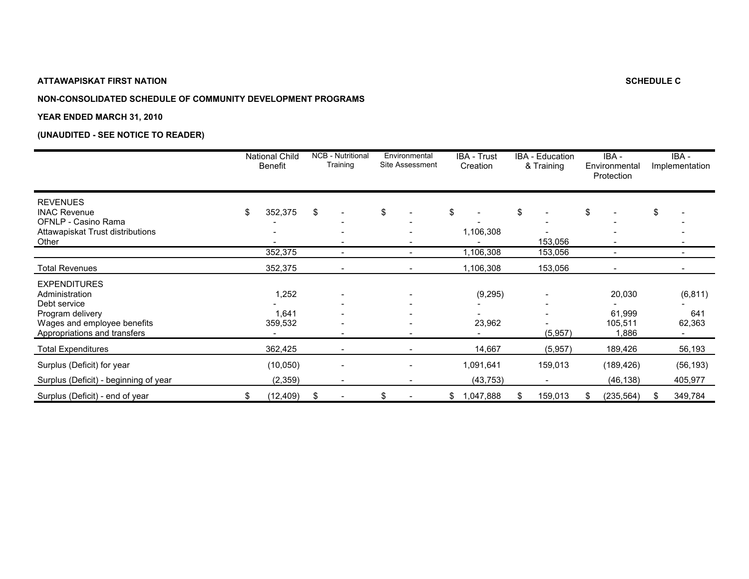**ATTAWAPISKAT FIRST NATION** **SCHEDULE C**

**NON-CONSOLIDATED SCHEDULE OF COMMUNITY DEVELOPMENT PROGRAMS**

**YEAR ENDED MARCH 31, 2010**

**(UNAUDITED - SEE NOTICE TO READER)**

| | National Child Benefit | NCB - Nutritional Training | Environmental Site Assessment | IBA - Trust Creation | IBA - Education & Training | IBA - Environmental Protection | IBA - Implementation |
|---|---|---|---|---|---|---|---|
| REVENUES | | | | | | | |
| INAC Revenue | $ 352,375 | $ - | $ - | $ - | $ - | $ - | $ - |
| OFNLP - Casino Rama | - | - | - | - | - | - | - |
| Attawapiskat Trust distributions | - | - | - | 1,106,308 | - | - | - |
| Other | - | - | - | - | 153,056 | - | - |
| | 352,375 | - | - | 1,106,308 | 153,056 | - | - |
| Total Revenues | 352,375 | - | - | 1,106,308 | 153,056 | - | - |
| EXPENDITURES | | | | | | | |
| Administration | 1,252 | - | - | (9,295) | - | 20,030 | (6,811) |
| Debt service | - | - | - | - | - | - | - |
| Program delivery | 1,641 | - | - | - | - | 61,999 | 641 |
| Wages and employee benefits | 359,532 | - | - | 23,962 | - | 105,511 | 62,363 |
| Appropriations and transfers | - | - | - | - | (5,957) | 1,886 | - |
| Total Expenditures | 362,425 | - | - | 14,667 | (5,957) | 189,426 | 56,193 |
| Surplus (Deficit) for year | (10,050) | - | - | 1,091,641 | 159,013 | (189,426) | (56,193) |
| Surplus (Deficit) - beginning of year | (2,359) | - | - | (43,753) | - | (46,138) | 405,977 |
| Surplus (Deficit) - end of year | $ (12,409) | $ - | $ - | $ 1,047,888 | $ 159,013 | $ (235,564) | $ 349,784 |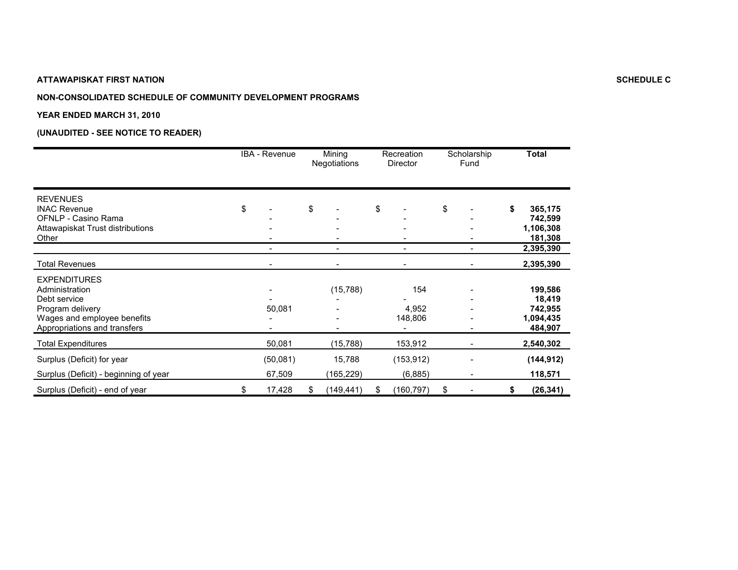**ATTAWAPISKAT FIRST NATION** **SCHEDULE C**

**NON-CONSOLIDATED SCHEDULE OF COMMUNITY DEVELOPMENT PROGRAMS**

**YEAR ENDED MARCH 31, 2010**

**(UNAUDITED - SEE NOTICE TO READER)**

| | IBA - Revenue | Mining Negotiations | Recreation Director | Scholarship Fund | **Total** |
|---|---|---|---|---|---|
| REVENUES | | | | | |
| INAC Revenue | $ - | $ - | $ - | $ - | **$ 365,175** |
| OFNLP - Casino Rama | - | - | - | - | **742,599** |
| Attawapiskat Trust distributions | - | - | - | - | **1,106,308** |
| Other | - | - | - | - | **181,308** |
| | - | - | - | - | **2,395,390** |
| Total Revenues | - | - | - | - | **2,395,390** |
| EXPENDITURES | | | | | |
| Administration | - | (15,788) | 154 | - | **199,586** |
| Debt service | - | - | - | - | **18,419** |
| Program delivery | 50,081 | - | 4,952 | - | **742,955** |
| Wages and employee benefits | - | - | 148,806 | - | **1,094,435** |
| Appropriations and transfers | - | - | - | - | **484,907** |
| Total Expenditures | 50,081 | (15,788) | 153,912 | - | **2,540,302** |
| Surplus (Deficit) for year | (50,081) | 15,788 | (153,912) | - | **(144,912)** |
| Surplus (Deficit) - beginning of year | 67,509 | (165,229) | (6,885) | - | **118,571** |
| Surplus (Deficit) - end of year | $ 17,428 | $ (149,441) | $ (160,797) | $ - | **$ (26,341)** |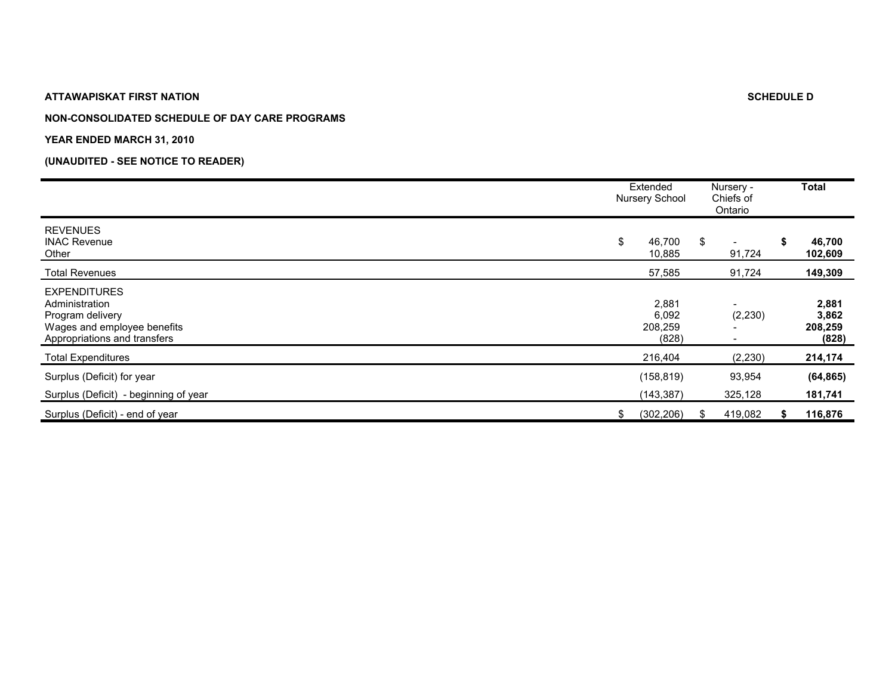**ATTAWAPISKAT FIRST NATION** **SCHEDULE D**

**NON-CONSOLIDATED SCHEDULE OF DAY CARE PROGRAMS**

**YEAR ENDED MARCH 31, 2010**

**(UNAUDITED - SEE NOTICE TO READER)**

| | Extended Nursery School | Nursery - Chiefs of Ontario | **Total** |
|---|---|---|---|
| REVENUES | | | |
| INAC Revenue | $ 46,700 | $ - | **$ 46,700** |
| Other | 10,885 | 91,724 | **102,609** |
| Total Revenues | 57,585 | 91,724 | **149,309** |
| EXPENDITURES | | | |
| Administration | 2,881 | - | **2,881** |
| Program delivery | 6,092 | (2,230) | **3,862** |
| Wages and employee benefits | 208,259 | - | **208,259** |
| Appropriations and transfers | (828) | - | **(828)** |
| Total Expenditures | 216,404 | (2,230) | **214,174** |
| Surplus (Deficit) for year | (158,819) | 93,954 | **(64,865)** |
| Surplus (Deficit) - beginning of year | (143,387) | 325,128 | **181,741** |
| Surplus (Deficit) - end of year | $ (302,206) | $ 419,082 | **$ 116,876** |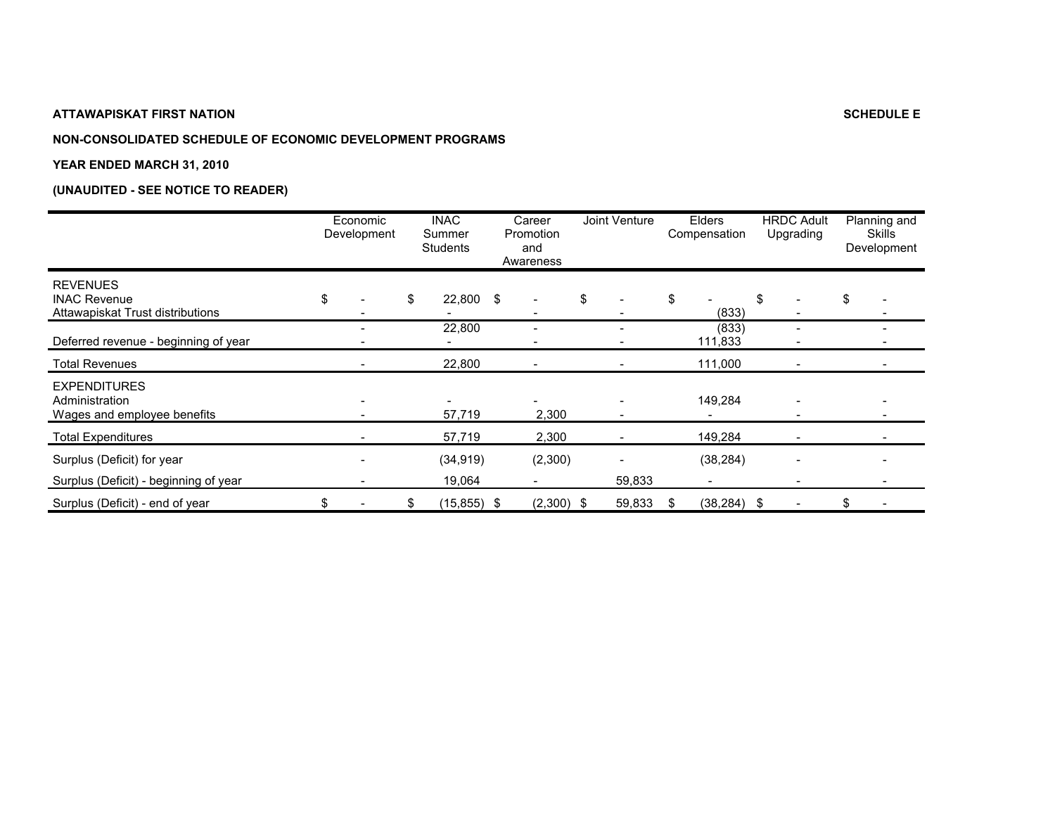**ATTAWAPISKAT FIRST NATION** **SCHEDULE E**

**NON-CONSOLIDATED SCHEDULE OF ECONOMIC DEVELOPMENT PROGRAMS**

**YEAR ENDED MARCH 31, 2010**

**(UNAUDITED - SEE NOTICE TO READER)**

| | Economic Development | INAC Summer Students | Career Promotion and Awareness | Joint Venture | Elders Compensation | HRDC Adult Upgrading | Planning and Skills Development |
|---|---|---|---|---|---|---|---|
| REVENUES | | | | | | | |
| INAC Revenue | $ - | $ 22,800 | $ - | $ - | $ - | $ - | $ - |
| Attawapiskat Trust distributions | - | - | - | - | (833) | - | - |
| | - | 22,800 | - | - | (833) | - | - |
| Deferred revenue - beginning of year | - | - | - | - | 111,833 | - | - |
| Total Revenues | - | 22,800 | - | - | 111,000 | - | - |
| EXPENDITURES | | | | | | | |
| Administration | - | - | - | - | 149,284 | - | - |
| Wages and employee benefits | - | 57,719 | 2,300 | - | - | - | - |
| Total Expenditures | - | 57,719 | 2,300 | - | 149,284 | - | - |
| Surplus (Deficit) for year | - | (34,919) | (2,300) | - | (38,284) | - | - |
| Surplus (Deficit) - beginning of year | - | 19,064 | - | 59,833 | - | - | - |
| Surplus (Deficit) - end of year | $ - | $ (15,855) | $ (2,300) | $ 59,833 | $ (38,284) | $ - | $ - |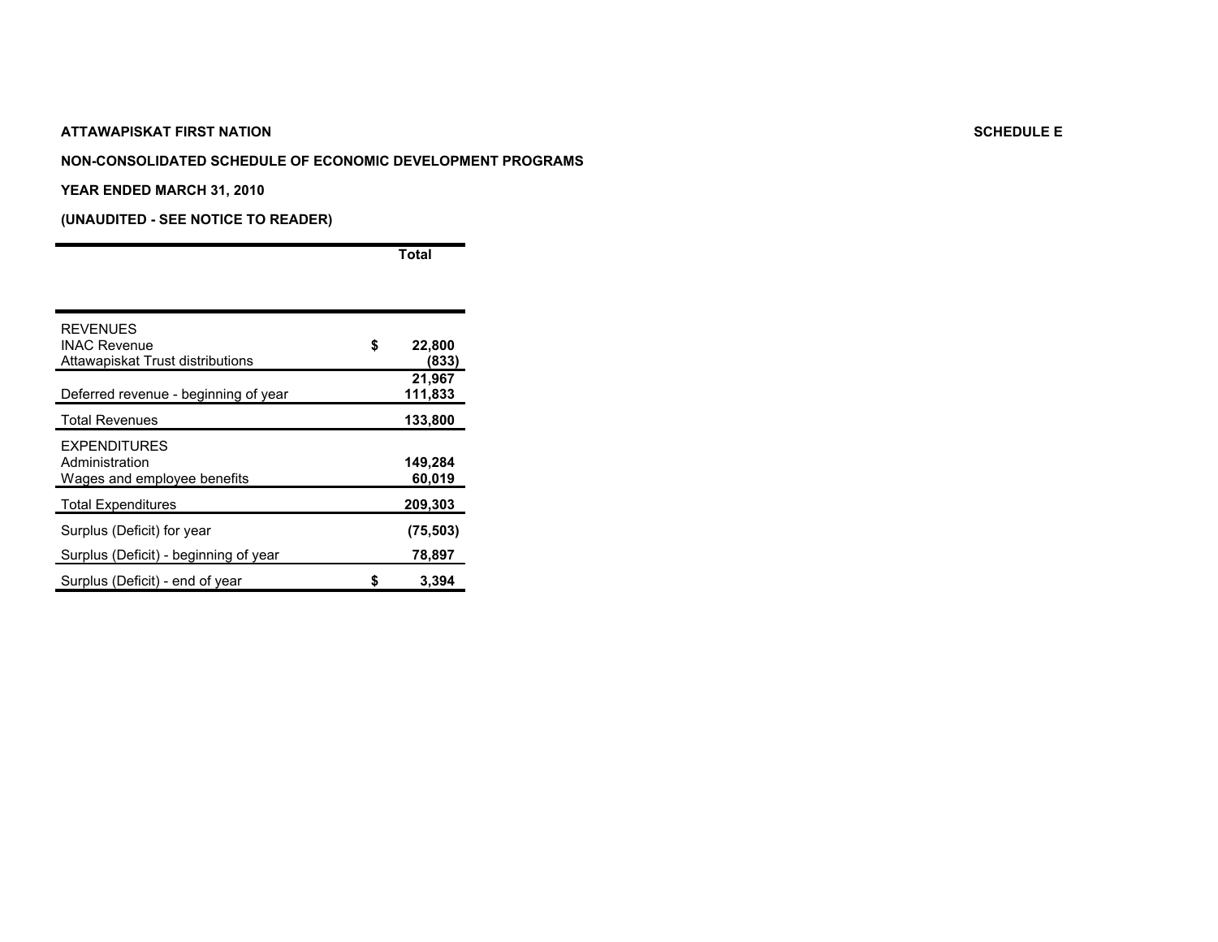**ATTAWAPISKAT FIRST NATION** **SCHEDULE E**

**NON-CONSOLIDATED SCHEDULE OF ECONOMIC DEVELOPMENT PROGRAMS**

**YEAR ENDED MARCH 31, 2010**

**(UNAUDITED - SEE NOTICE TO READER)**

| | Total |
|---|---|
| REVENUES | |
| INAC Revenue | $ 22,800 |
| Attawapiskat Trust distributions | (833) |
| | 21,967 |
| Deferred revenue - beginning of year | 111,833 |
| Total Revenues | 133,800 |
| EXPENDITURES | |
| Administration | 149,284 |
| Wages and employee benefits | 60,019 |
| Total Expenditures | 209,303 |
| Surplus (Deficit) for year | (75,503) |
| Surplus (Deficit) - beginning of year | 78,897 |
| Surplus (Deficit) - end of year | $ 3,394 |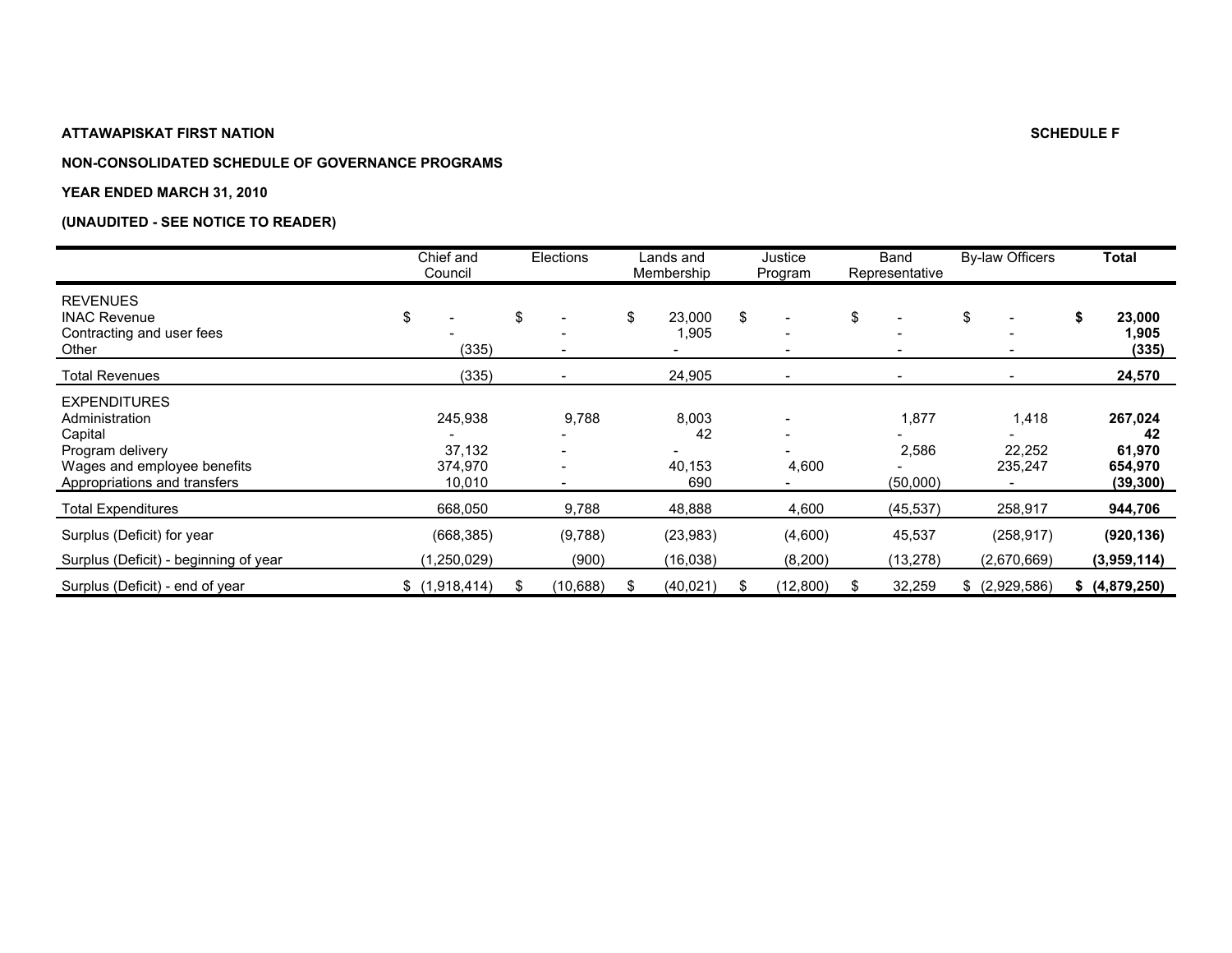**ATTAWAPISKAT FIRST NATION** **SCHEDULE F**

**NON-CONSOLIDATED SCHEDULE OF GOVERNANCE PROGRAMS**

**YEAR ENDED MARCH 31, 2010**

**(UNAUDITED - SEE NOTICE TO READER)**

| | Chief and Council | Elections | Lands and Membership | Justice Program | Band Representative | By-law Officers | **Total** |
|---|---|---|---|---|---|---|---|
| REVENUES | | | | | | | |
| INAC Revenue | $ - | $ - | $ 23,000 | $ - | $ - | $ - | **$ 23,000** |
| Contracting and user fees | - | - | 1,905 | - | - | - | **1,905** |
| Other | (335) | - | - | - | - | - | **(335)** |
| Total Revenues | (335) | - | 24,905 | - | - | - | **24,570** |
| EXPENDITURES | | | | | | | |
| Administration | 245,938 | 9,788 | 8,003 | - | 1,877 | 1,418 | **267,024** |
| Capital | - | - | 42 | - | - | - | **42** |
| Program delivery | 37,132 | - | - | - | 2,586 | 22,252 | **61,970** |
| Wages and employee benefits | 374,970 | - | 40,153 | 4,600 | - | 235,247 | **654,970** |
| Appropriations and transfers | 10,010 | - | 690 | - | (50,000) | - | **(39,300)** |
| Total Expenditures | 668,050 | 9,788 | 48,888 | 4,600 | (45,537) | 258,917 | **944,706** |
| Surplus (Deficit) for year | (668,385) | (9,788) | (23,983) | (4,600) | 45,537 | (258,917) | **(920,136)** |
| Surplus (Deficit) - beginning of year | (1,250,029) | (900) | (16,038) | (8,200) | (13,278) | (2,670,669) | **(3,959,114)** |
| Surplus (Deficit) - end of year | $ (1,918,414) | $ (10,688) | $ (40,021) | $ (12,800) | $ 32,259 | $ (2,929,586) | **$ (4,879,250)** |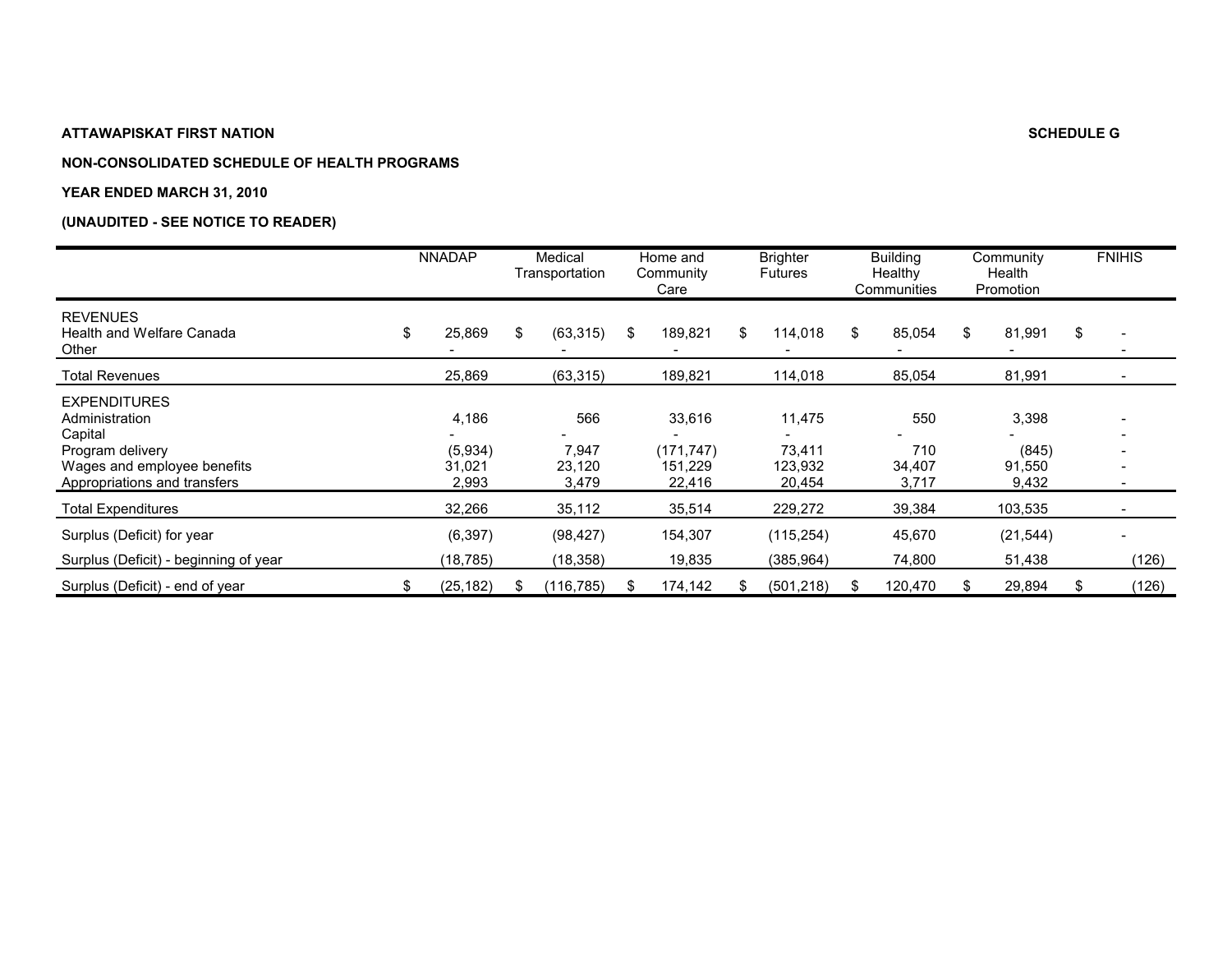**ATTAWAPISKAT FIRST NATION** **SCHEDULE G**

**NON-CONSOLIDATED SCHEDULE OF HEALTH PROGRAMS**

**YEAR ENDED MARCH 31, 2010**

**(UNAUDITED - SEE NOTICE TO READER)**

| | NNADAP | Medical Transportation | Home and Community Care | Brighter Futures | Building Healthy Communities | Community Health Promotion | FNIHIS |
|---|---|---|---|---|---|---|---|
| REVENUES | | | | | | | |
| Health and Welfare Canada | $ 25,869 | $ (63,315) | $ 189,821 | $ 114,018 | $ 85,054 | $ 81,991 | $ - |
| Other | - | - | - | - | - | - | - |
| Total Revenues | 25,869 | (63,315) | 189,821 | 114,018 | 85,054 | 81,991 | - |
| EXPENDITURES | | | | | | | |
| Administration | 4,186 | 566 | 33,616 | 11,475 | 550 | 3,398 | - |
| Capital | - | - | - | - | - | - | - |
| Program delivery | (5,934) | 7,947 | (171,747) | 73,411 | 710 | (845) | - |
| Wages and employee benefits | 31,021 | 23,120 | 151,229 | 123,932 | 34,407 | 91,550 | - |
| Appropriations and transfers | 2,993 | 3,479 | 22,416 | 20,454 | 3,717 | 9,432 | - |
| Total Expenditures | 32,266 | 35,112 | 35,514 | 229,272 | 39,384 | 103,535 | - |
| Surplus (Deficit) for year | (6,397) | (98,427) | 154,307 | (115,254) | 45,670 | (21,544) | - |
| Surplus (Deficit) - beginning of year | (18,785) | (18,358) | 19,835 | (385,964) | 74,800 | 51,438 | (126) |
| Surplus (Deficit) - end of year | $ (25,182) | $ (116,785) | $ 174,142 | $ (501,218) | $ 120,470 | $ 29,894 | $ (126) |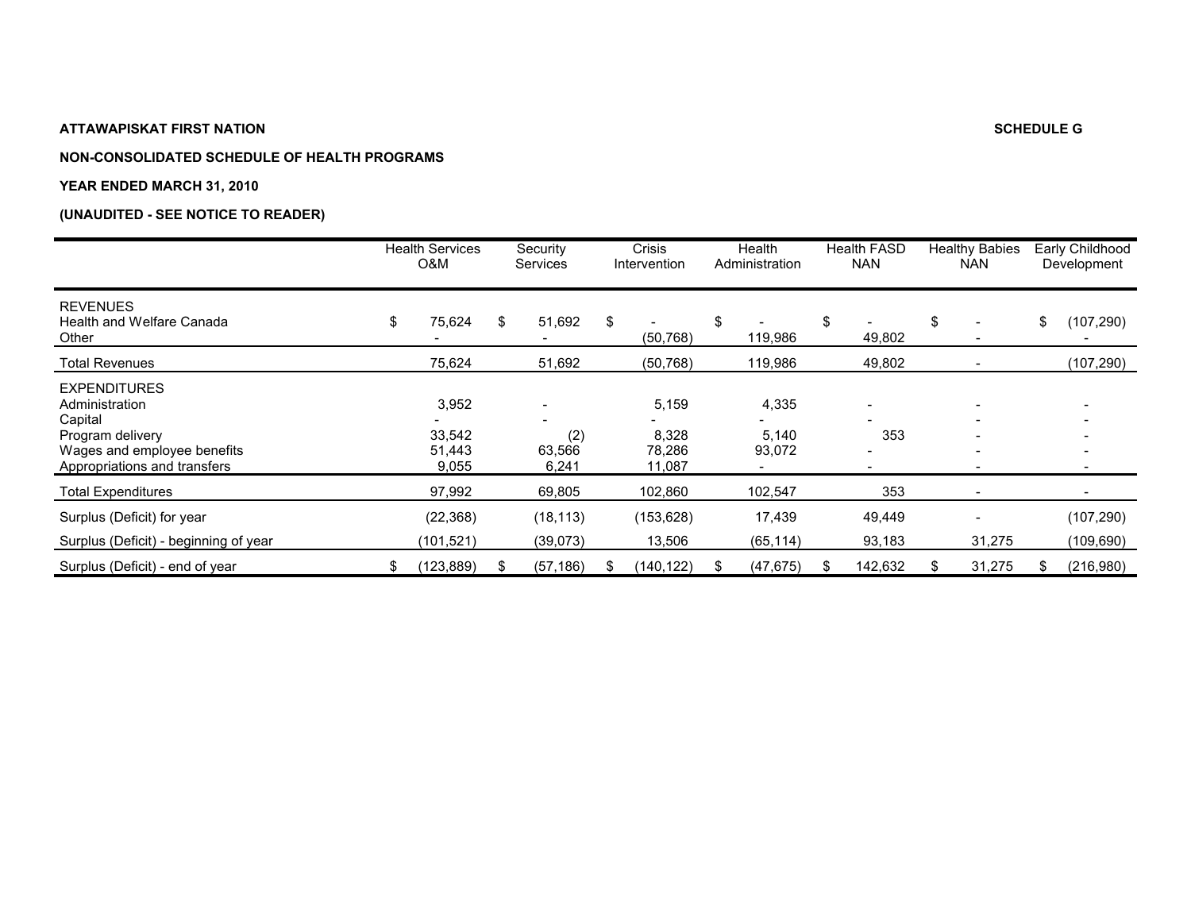**ATTAWAPISKAT FIRST NATION** **SCHEDULE G**

**NON-CONSOLIDATED SCHEDULE OF HEALTH PROGRAMS**

**YEAR ENDED MARCH 31, 2010**

**(UNAUDITED - SEE NOTICE TO READER)**

| | Health Services O&M | Security Services | Crisis Intervention | Health Administration | Health FASD NAN | Healthy Babies NAN | Early Childhood Development |
|---|---|---|---|---|---|---|---|
| **REVENUES** | | | | | | | |
| Health and Welfare Canada | $ 75,624 | $ 51,692 | $ - | $ - | $ - | $ - | $ (107,290) |
| Other | - | - | (50,768) | 119,986 | 49,802 | - | - |
| Total Revenues | 75,624 | 51,692 | (50,768) | 119,986 | 49,802 | - | (107,290) |
| **EXPENDITURES** | | | | | | | |
| Administration | 3,952 | - | 5,159 | 4,335 | - | - | - |
| Capital | - | - | - | - | - | - | - |
| Program delivery | 33,542 | (2) | 8,328 | 5,140 | 353 | - | - |
| Wages and employee benefits | 51,443 | 63,566 | 78,286 | 93,072 | - | - | - |
| Appropriations and transfers | 9,055 | 6,241 | 11,087 | - | - | - | - |
| Total Expenditures | 97,992 | 69,805 | 102,860 | 102,547 | 353 | - | - |
| Surplus (Deficit) for year | (22,368) | (18,113) | (153,628) | 17,439 | 49,449 | - | (107,290) |
| Surplus (Deficit) - beginning of year | (101,521) | (39,073) | 13,506 | (65,114) | 93,183 | 31,275 | (109,690) |
| Surplus (Deficit) - end of year | $ (123,889) | $ (57,186) | $ (140,122) | $ (47,675) | $ 142,632 | $ 31,275 | $ (216,980) |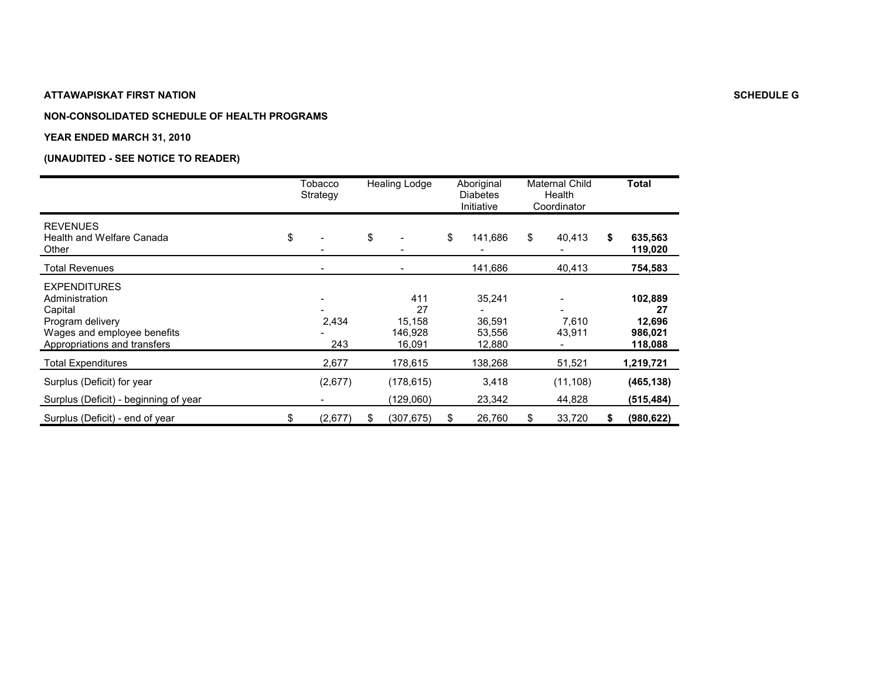**ATTAWAPISKAT FIRST NATION** **SCHEDULE G**

**NON-CONSOLIDATED SCHEDULE OF HEALTH PROGRAMS**

**YEAR ENDED MARCH 31, 2010**

**(UNAUDITED - SEE NOTICE TO READER)**

| | Tobacco Strategy | Healing Lodge | Aboriginal Diabetes Initiative | Maternal Child Health Coordinator | **Total** |
|---|---|---|---|---|---|
| REVENUES | | | | | |
| Health and Welfare Canada | $ - | $ - | $ 141,686 | $ 40,413 | **$ 635,563** |
| Other | - | - | - | - | **119,020** |
| Total Revenues | - | - | 141,686 | 40,413 | **754,583** |
| EXPENDITURES | | | | | |
| Administration | - | 411 | 35,241 | - | **102,889** |
| Capital | - | 27 | - | - | **27** |
| Program delivery | 2,434 | 15,158 | 36,591 | 7,610 | **12,696** |
| Wages and employee benefits | - | 146,928 | 53,556 | 43,911 | **986,021** |
| Appropriations and transfers | 243 | 16,091 | 12,880 | - | **118,088** |
| Total Expenditures | 2,677 | 178,615 | 138,268 | 51,521 | **1,219,721** |
| Surplus (Deficit) for year | (2,677) | (178,615) | 3,418 | (11,108) | **(465,138)** |
| Surplus (Deficit) - beginning of year | - | (129,060) | 23,342 | 44,828 | **(515,484)** |
| Surplus (Deficit) - end of year | $ (2,677) | $ (307,675) | $ 26,760 | $ 33,720 | **$ (980,622)** |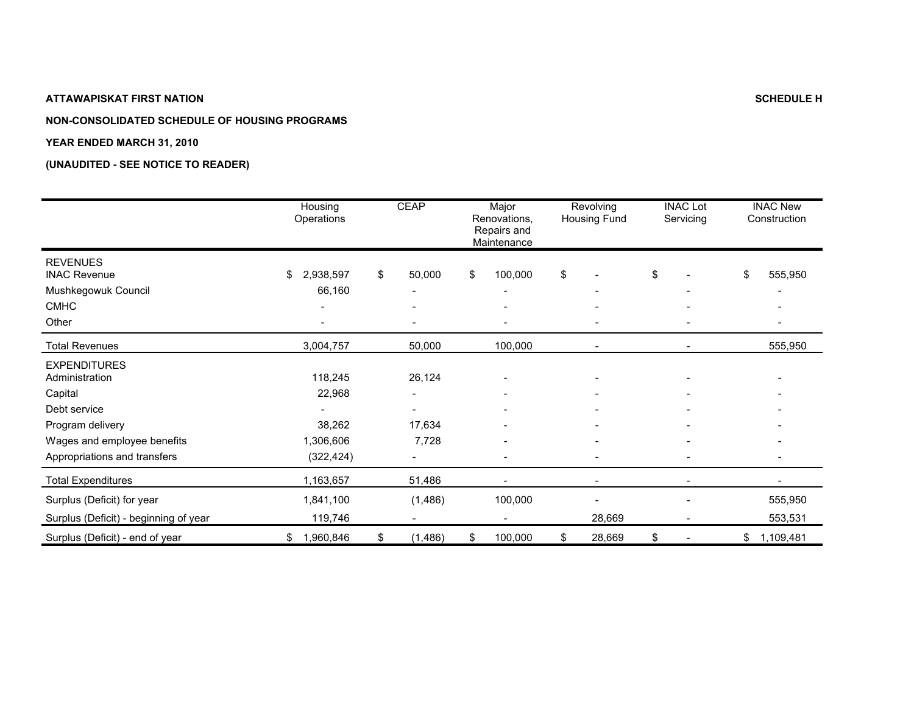**ATTAWAPISKAT FIRST NATION** **SCHEDULE H**

**NON-CONSOLIDATED SCHEDULE OF HOUSING PROGRAMS**

**YEAR ENDED MARCH 31, 2010**

**(UNAUDITED - SEE NOTICE TO READER)**

| | Housing Operations | CEAP | Major Renovations, Repairs and Maintenance | Revolving Housing Fund | INAC Lot Servicing | INAC New Construction |
|---|---|---|---|---|---|---|
| REVENUES | | | | | | |
| INAC Revenue | $ 2,938,597 | $ 50,000 | $ 100,000 | $ - | $ - | $ 555,950 |
| Mushkegowuk Council | 66,160 | - | - | - | - | - |
| CMHC | - | - | - | - | - | - |
| Other | - | - | - | - | - | - |
| Total Revenues | 3,004,757 | 50,000 | 100,000 | - | - | 555,950 |
| EXPENDITURES | | | | | | |
| Administration | 118,245 | 26,124 | - | - | - | - |
| Capital | 22,968 | - | - | - | - | - |
| Debt service | - | - | - | - | - | - |
| Program delivery | 38,262 | 17,634 | - | - | - | - |
| Wages and employee benefits | 1,306,606 | 7,728 | - | - | - | - |
| Appropriations and transfers | (322,424) | - | - | - | - | - |
| Total Expenditures | 1,163,657 | 51,486 | - | - | - | - |
| Surplus (Deficit) for year | 1,841,100 | (1,486) | 100,000 | - | - | 555,950 |
| Surplus (Deficit) - beginning of year | 119,746 | - | - | 28,669 | - | 553,531 |
| Surplus (Deficit) - end of year | $ 1,960,846 | $ (1,486) | $ 100,000 | $ 28,669 | $ - | $ 1,109,481 |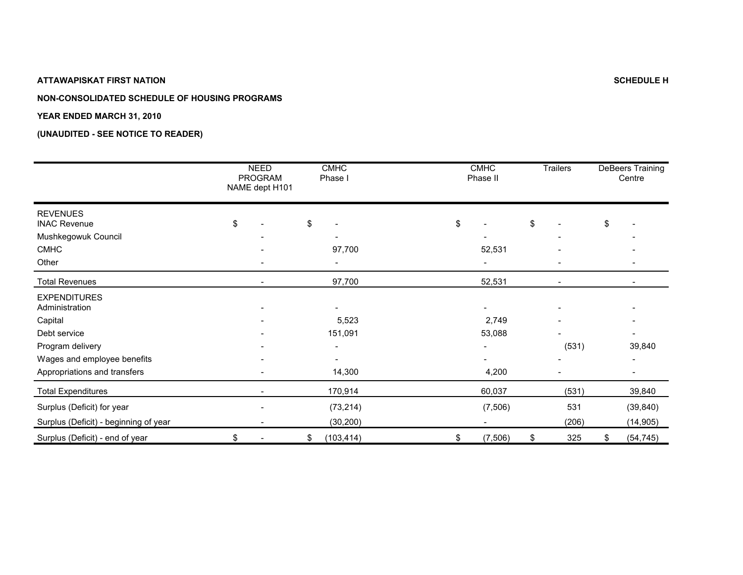**ATTAWAPISKAT FIRST NATION** **SCHEDULE H**

**NON-CONSOLIDATED SCHEDULE OF HOUSING PROGRAMS**

**YEAR ENDED MARCH 31, 2010**

**(UNAUDITED - SEE NOTICE TO READER)**

| | NEED PROGRAM NAME dept H101 | CMHC Phase I | CMHC Phase II | Trailers | DeBeers Training Centre |
|---|---|---|---|---|---|
| REVENUES | | | | | |
| INAC Revenue | $ - | $ - | $ - | $ - | $ - |
| Mushkegowuk Council | - | - | - | - | - |
| CMHC | - | 97,700 | 52,531 | - | - |
| Other | - | - | - | - | - |
| Total Revenues | - | 97,700 | 52,531 | - | - |
| EXPENDITURES | | | | | |
| Administration | - | - | - | - | - |
| Capital | - | 5,523 | 2,749 | - | - |
| Debt service | - | 151,091 | 53,088 | - | - |
| Program delivery | - | - | - | (531) | 39,840 |
| Wages and employee benefits | - | - | - | - | - |
| Appropriations and transfers | - | 14,300 | 4,200 | - | - |
| Total Expenditures | - | 170,914 | 60,037 | (531) | 39,840 |
| Surplus (Deficit) for year | - | (73,214) | (7,506) | 531 | (39,840) |
| Surplus (Deficit) - beginning of year | - | (30,200) | - | (206) | (14,905) |
| Surplus (Deficit) - end of year | $ - | $ (103,414) | $ (7,506) | $ 325 | $ (54,745) |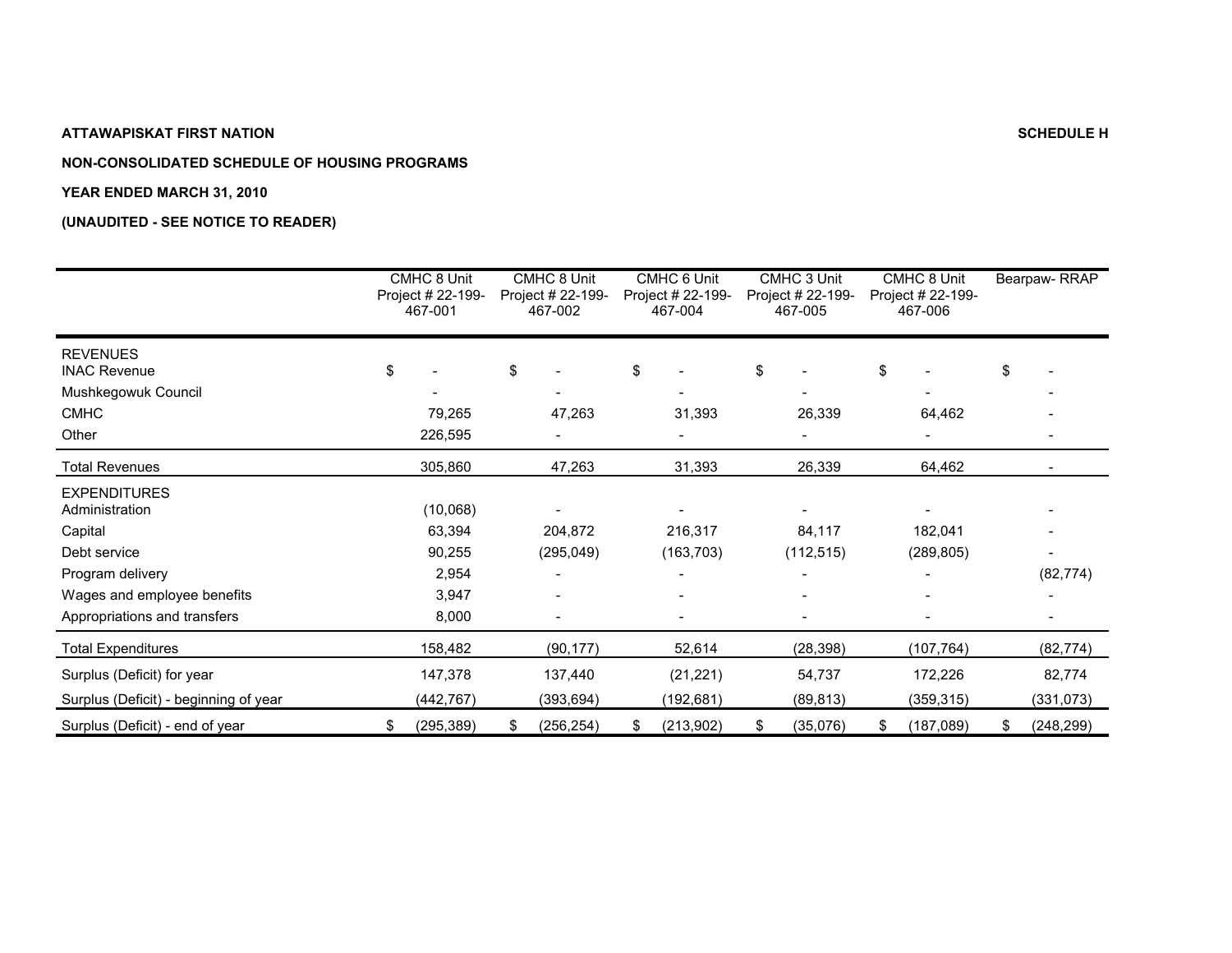**ATTAWAPISKAT FIRST NATION** **SCHEDULE H**

**NON-CONSOLIDATED SCHEDULE OF HOUSING PROGRAMS**

**YEAR ENDED MARCH 31, 2010**

**(UNAUDITED - SEE NOTICE TO READER)**

| | CMHC 8 Unit Project # 22-199-467-001 | CMHC 8 Unit Project # 22-199-467-002 | CMHC 6 Unit Project # 22-199-467-004 | CMHC 3 Unit Project # 22-199-467-005 | CMHC 8 Unit Project # 22-199-467-006 | Bearpaw- RRAP |
|---|---|---|---|---|---|---|
| REVENUES | | | | | | |
| INAC Revenue | $ - | $ - | $ - | $ - | $ - | $ - |
| Mushkegowuk Council | - | - | - | - | - | - |
| CMHC | 79,265 | 47,263 | 31,393 | 26,339 | 64,462 | - |
| Other | 226,595 | - | - | - | - | - |
| Total Revenues | 305,860 | 47,263 | 31,393 | 26,339 | 64,462 | - |
| EXPENDITURES | | | | | | |
| Administration | (10,068) | - | - | - | - | - |
| Capital | 63,394 | 204,872 | 216,317 | 84,117 | 182,041 | - |
| Debt service | 90,255 | (295,049) | (163,703) | (112,515) | (289,805) | - |
| Program delivery | 2,954 | - | - | - | - | (82,774) |
| Wages and employee benefits | 3,947 | - | - | - | - | - |
| Appropriations and transfers | 8,000 | - | - | - | - | - |
| Total Expenditures | 158,482 | (90,177) | 52,614 | (28,398) | (107,764) | (82,774) |
| Surplus (Deficit) for year | 147,378 | 137,440 | (21,221) | 54,737 | 172,226 | 82,774 |
| Surplus (Deficit) - beginning of year | (442,767) | (393,694) | (192,681) | (89,813) | (359,315) | (331,073) |
| Surplus (Deficit) - end of year | $ (295,389) | $ (256,254) | $ (213,902) | $ (35,076) | $ (187,089) | $ (248,299) |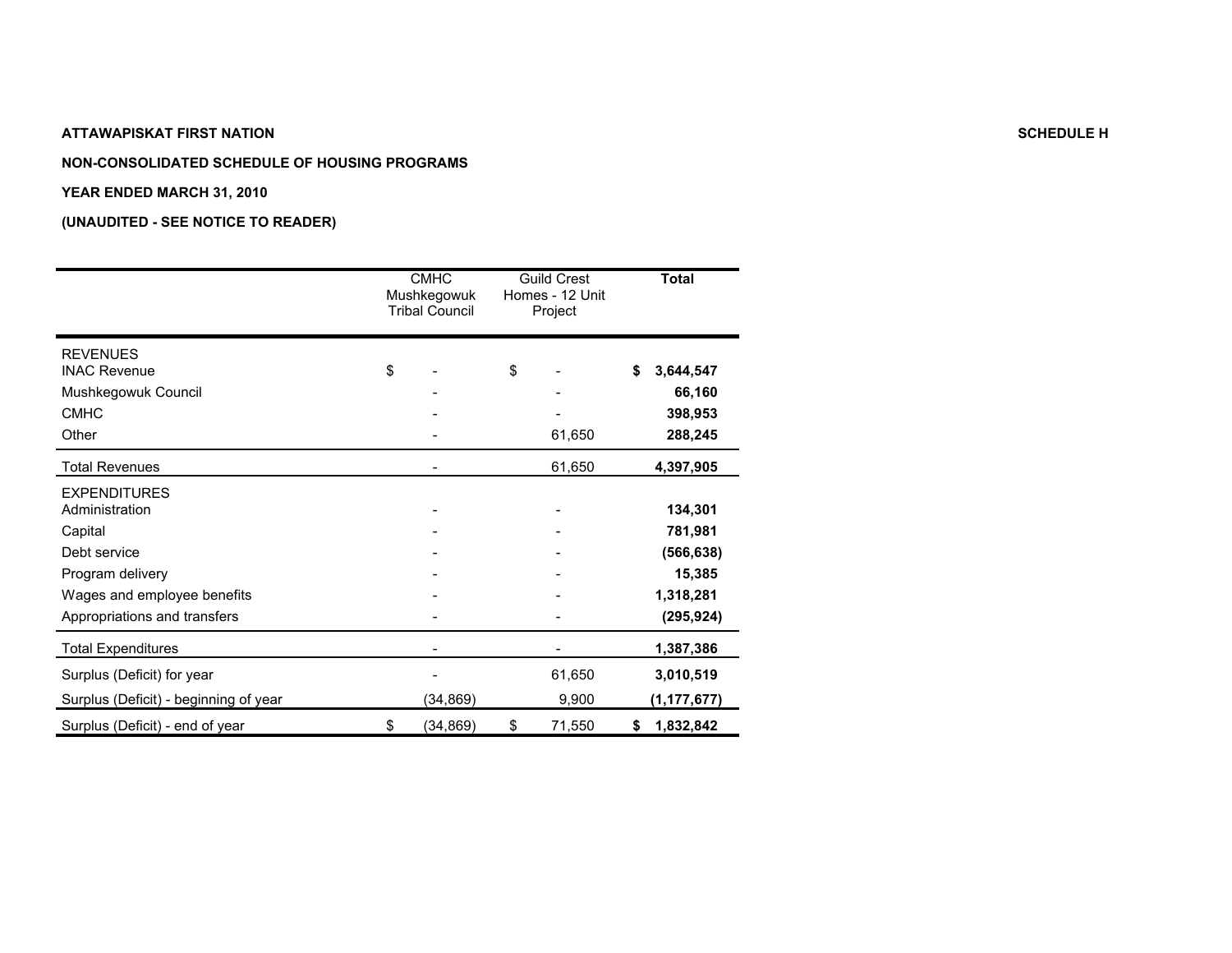**ATTAWAPISKAT FIRST NATION** **SCHEDULE H**

**NON-CONSOLIDATED SCHEDULE OF HOUSING PROGRAMS**

**YEAR ENDED MARCH 31, 2010**

**(UNAUDITED - SEE NOTICE TO READER)**

| | CMHC Mushkegowuk Tribal Council | Guild Crest Homes - 12 Unit Project | **Total** |
|---|---|---|---|
| REVENUES | | | |
| INAC Revenue | $ - | $ - | **$ 3,644,547** |
| Mushkegowuk Council | - | - | **66,160** |
| CMHC | - | - | **398,953** |
| Other | - | 61,650 | **288,245** |
| Total Revenues | - | 61,650 | **4,397,905** |
| EXPENDITURES | | | |
| Administration | - | - | **134,301** |
| Capital | - | - | **781,981** |
| Debt service | - | - | **(566,638)** |
| Program delivery | - | - | **15,385** |
| Wages and employee benefits | - | - | **1,318,281** |
| Appropriations and transfers | - | - | **(295,924)** |
| Total Expenditures | - | - | **1,387,386** |
| Surplus (Deficit) for year | - | 61,650 | **3,010,519** |
| Surplus (Deficit) - beginning of year | (34,869) | 9,900 | **(1,177,677)** |
| Surplus (Deficit) - end of year | $ (34,869) | $ 71,550 | **$ 1,832,842** |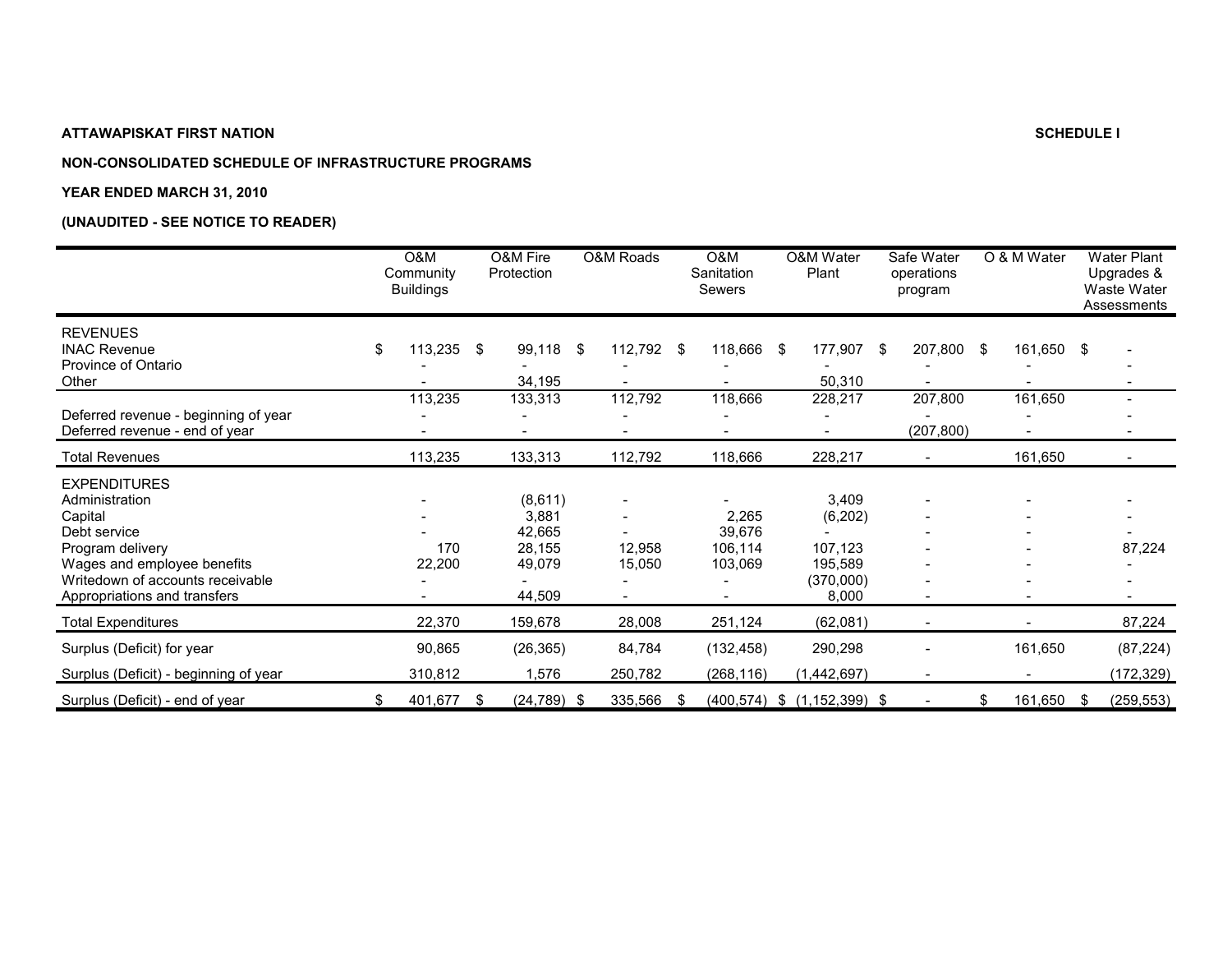**ATTAWAPISKAT FIRST NATION** **SCHEDULE I**

**NON-CONSOLIDATED SCHEDULE OF INFRASTRUCTURE PROGRAMS**

**YEAR ENDED MARCH 31, 2010**

**(UNAUDITED - SEE NOTICE TO READER)**

| | O&M Community Buildings | O&M Fire Protection | O&M Roads | O&M Sanitation Sewers | O&M Water Plant | Safe Water operations program | O & M Water | Water Plant Upgrades & Waste Water Assessments |
|---|---|---|---|---|---|---|---|---|
| REVENUES | | | | | | | | |
| INAC Revenue | $ 113,235 | $ 99,118 | $ 112,792 | $ 118,666 | $ 177,907 | $ 207,800 | $ 161,650 | $ - |
| Province of Ontario | - | - | - | - | - | - | - | - |
| Other | - | 34,195 | - | - | 50,310 | - | - | - |
| | 113,235 | 133,313 | 112,792 | 118,666 | 228,217 | 207,800 | 161,650 | - |
| Deferred revenue - beginning of year | - | - | - | - | - | - | - | - |
| Deferred revenue - end of year | - | - | - | - | - | (207,800) | - | - |
| Total Revenues | 113,235 | 133,313 | 112,792 | 118,666 | 228,217 | - | 161,650 | - |
| EXPENDITURES | | | | | | | | |
| Administration | - | (8,611) | - | - | 3,409 | - | - | - |
| Capital | - | 3,881 | - | 2,265 | (6,202) | - | - | - |
| Debt service | - | 42,665 | - | 39,676 | - | - | - | - |
| Program delivery | 170 | 28,155 | 12,958 | 106,114 | 107,123 | - | - | 87,224 |
| Wages and employee benefits | 22,200 | 49,079 | 15,050 | 103,069 | 195,589 | - | - | - |
| Writedown of accounts receivable | - | - | - | - | (370,000) | - | - | - |
| Appropriations and transfers | - | 44,509 | - | - | 8,000 | - | - | - |
| Total Expenditures | 22,370 | 159,678 | 28,008 | 251,124 | (62,081) | - | - | 87,224 |
| Surplus (Deficit) for year | 90,865 | (26,365) | 84,784 | (132,458) | 290,298 | - | 161,650 | (87,224) |
| Surplus (Deficit) - beginning of year | 310,812 | 1,576 | 250,782 | (268,116) | (1,442,697) | - | - | (172,329) |
| Surplus (Deficit) - end of year | $ 401,677 | $ (24,789) | $ 335,566 | $ (400,574) | $ (1,152,399) | $ - | $ 161,650 | $ (259,553) |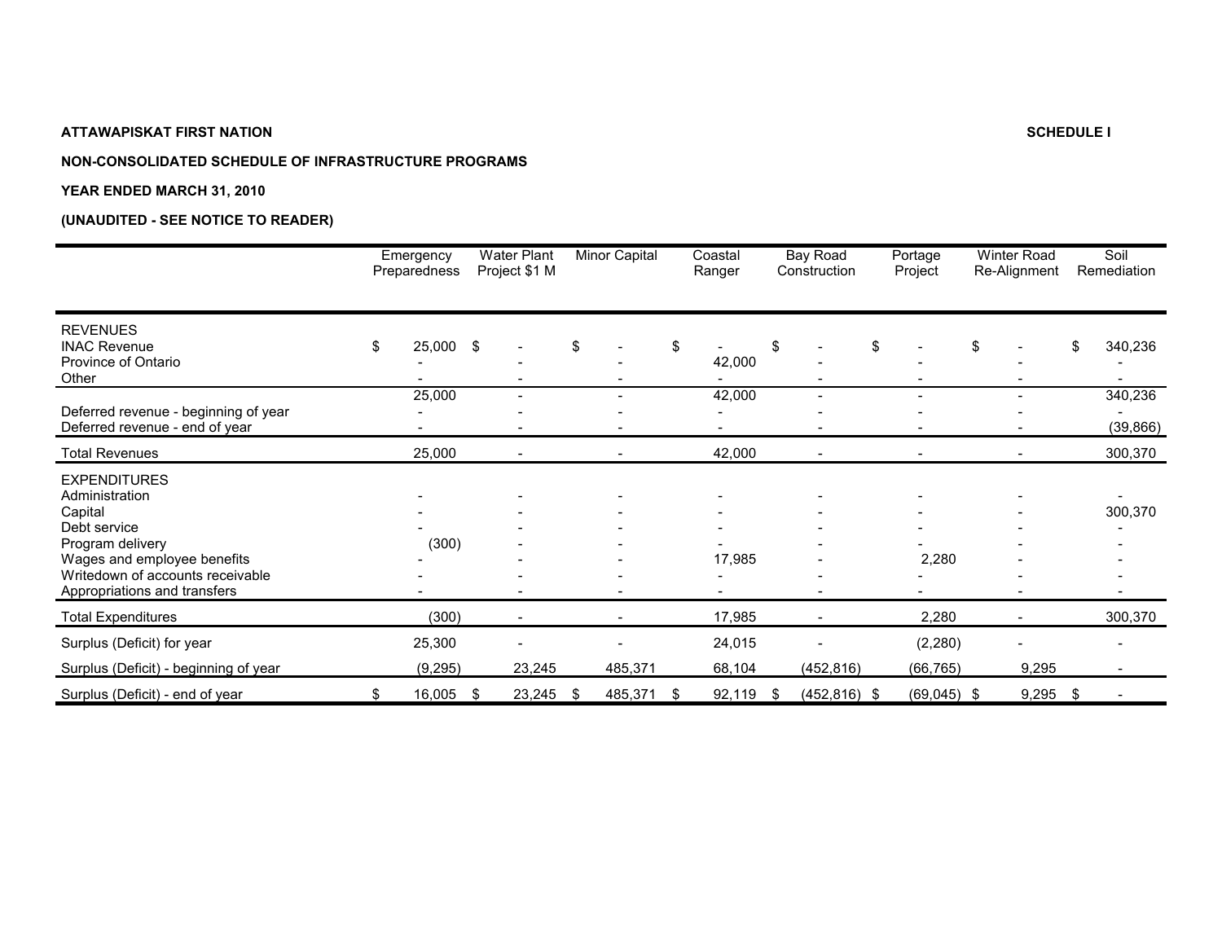**ATTAWAPISKAT FIRST NATION**

**SCHEDULE I**

**NON-CONSOLIDATED SCHEDULE OF INFRASTRUCTURE PROGRAMS**

**YEAR ENDED MARCH 31, 2010**

**(UNAUDITED - SEE NOTICE TO READER)**

| | Emergency Preparedness | Water Plant Project $1 M | Minor Capital | Coastal Ranger | Bay Road Construction | Portage Project | Winter Road Re-Alignment | Soil Remediation |
|---|---|---|---|---|---|---|---|---|
| REVENUES | | | | | | | | |
| INAC Revenue | $ 25,000 | $ - | $ - | $ - | $ - | $ - | $ - | $ 340,236 |
| Province of Ontario | - | - | - | 42,000 | - | - | - | - |
| Other | - | - | - | - | - | - | - | - |
| | 25,000 | - | - | 42,000 | - | - | - | 340,236 |
| Deferred revenue - beginning of year | - | - | - | - | - | - | - | - |
| Deferred revenue - end of year | - | - | - | - | - | - | - | (39,866) |
| Total Revenues | 25,000 | - | - | 42,000 | - | - | - | 300,370 |
| EXPENDITURES | | | | | | | | |
| Administration | - | - | - | - | - | - | - | - |
| Capital | - | - | - | - | - | - | - | 300,370 |
| Debt service | - | - | - | - | - | - | - | - |
| Program delivery | (300) | - | - | - | - | - | - | - |
| Wages and employee benefits | - | - | - | 17,985 | - | 2,280 | - | - |
| Writedown of accounts receivable | - | - | - | - | - | - | - | - |
| Appropriations and transfers | - | - | - | - | - | - | - | - |
| Total Expenditures | (300) | - | - | 17,985 | - | 2,280 | - | 300,370 |
| Surplus (Deficit) for year | 25,300 | - | - | 24,015 | - | (2,280) | - | - |
| Surplus (Deficit) - beginning of year | (9,295) | 23,245 | 485,371 | 68,104 | (452,816) | (66,765) | 9,295 | - |
| Surplus (Deficit) - end of year | $ 16,005 | $ 23,245 | $ 485,371 | $ 92,119 | $ (452,816) | $ (69,045) | $ 9,295 | $ - |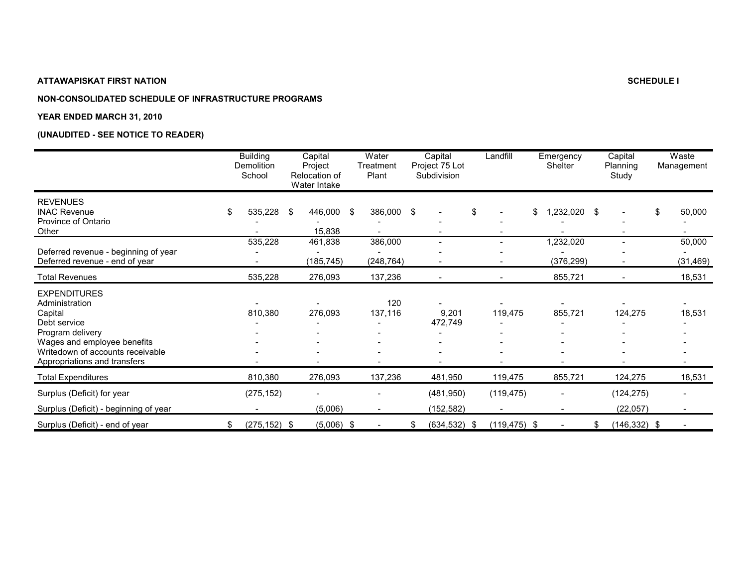**ATTAWAPISKAT FIRST NATION** **SCHEDULE I**

**NON-CONSOLIDATED SCHEDULE OF INFRASTRUCTURE PROGRAMS**

**YEAR ENDED MARCH 31, 2010**

**(UNAUDITED - SEE NOTICE TO READER)**

| | Building Demolition School | Capital Project Relocation of Water Intake | Water Treatment Plant | Capital Project 75 Lot Subdivision | Landfill | Emergency Shelter | Capital Planning Study | Waste Management |
|---|---|---|---|---|---|---|---|---|
| REVENUES | | | | | | | | |
| INAC Revenue | $ 535,228 | $ 446,000 | $ 386,000 | $ - | $ - | $ 1,232,020 | $ - | $ 50,000 |
| Province of Ontario | - | - | - | - | - | - | - | - |
| Other | - | 15,838 | - | - | - | - | - | - |
| | 535,228 | 461,838 | 386,000 | - | - | 1,232,020 | - | 50,000 |
| Deferred revenue - beginning of year | - | - | - | - | - | - | - | - |
| Deferred revenue - end of year | - | (185,745) | (248,764) | - | - | (376,299) | - | (31,469) |
| Total Revenues | 535,228 | 276,093 | 137,236 | - | - | 855,721 | - | 18,531 |
| EXPENDITURES | | | | | | | | |
| Administration | - | - | 120 | - | - | - | - | - |
| Capital | 810,380 | 276,093 | 137,116 | 9,201 | 119,475 | 855,721 | 124,275 | 18,531 |
| Debt service | - | - | - | 472,749 | - | - | - | - |
| Program delivery | - | - | - | - | - | - | - | - |
| Wages and employee benefits | - | - | - | - | - | - | - | - |
| Writedown of accounts receivable | - | - | - | - | - | - | - | - |
| Appropriations and transfers | - | - | - | - | - | - | - | - |
| Total Expenditures | 810,380 | 276,093 | 137,236 | 481,950 | 119,475 | 855,721 | 124,275 | 18,531 |
| Surplus (Deficit) for year | (275,152) | - | - | (481,950) | (119,475) | - | (124,275) | - |
| Surplus (Deficit) - beginning of year | - | (5,006) | - | (152,582) | - | - | (22,057) | - |
| Surplus (Deficit) - end of year | $ (275,152) | $ (5,006) | $ - | $ (634,532) | $ (119,475) | $ - | $ (146,332) | $ - |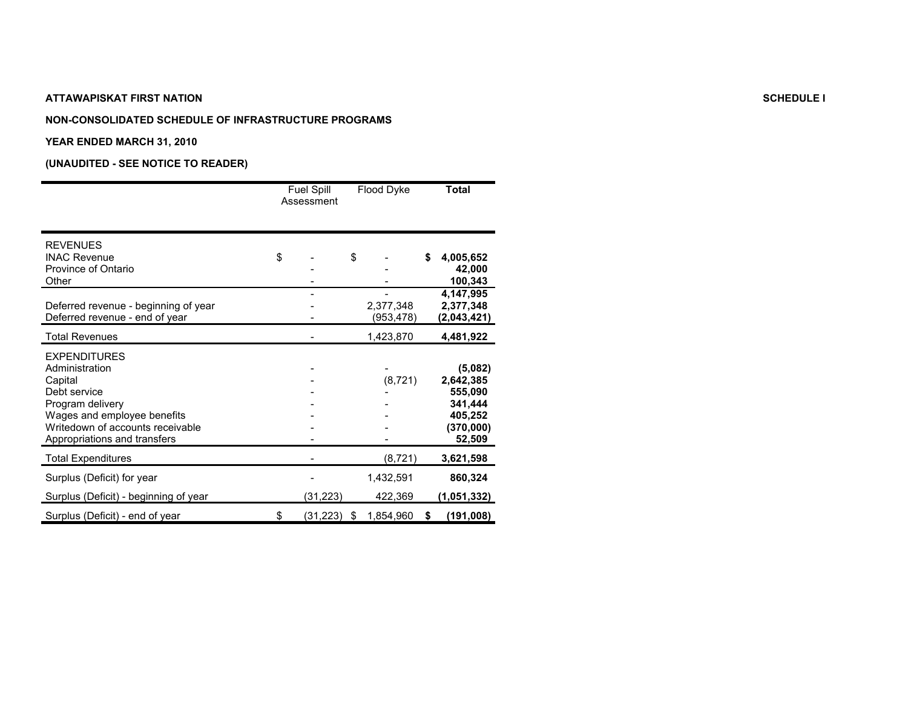**ATTAWAPISKAT FIRST NATION** **SCHEDULE I**

**NON-CONSOLIDATED SCHEDULE OF INFRASTRUCTURE PROGRAMS**

**YEAR ENDED MARCH 31, 2010**

**(UNAUDITED - SEE NOTICE TO READER)**

| | Fuel Spill Assessment | Flood Dyke | **Total** |
|---|---|---|---|
| REVENUES | | | |
| INAC Revenue | $ - | $ - | **$ 4,005,652** |
| Province of Ontario | - | - | **42,000** |
| Other | - | - | **100,343** |
| | - | - | **4,147,995** |
| Deferred revenue - beginning of year | - | 2,377,348 | **2,377,348** |
| Deferred revenue - end of year | - | (953,478) | **(2,043,421)** |
| Total Revenues | - | 1,423,870 | **4,481,922** |
| EXPENDITURES | | | |
| Administration | - | - | **(5,082)** |
| Capital | - | (8,721) | **2,642,385** |
| Debt service | - | - | **555,090** |
| Program delivery | - | - | **341,444** |
| Wages and employee benefits | - | - | **405,252** |
| Writedown of accounts receivable | - | - | **(370,000)** |
| Appropriations and transfers | - | - | **52,509** |
| Total Expenditures | - | (8,721) | **3,621,598** |
| Surplus (Deficit) for year | - | 1,432,591 | **860,324** |
| Surplus (Deficit) - beginning of year | (31,223) | 422,369 | **(1,051,332)** |
| Surplus (Deficit) - end of year | $ (31,223) | $ 1,854,960 | **$ (191,008)** |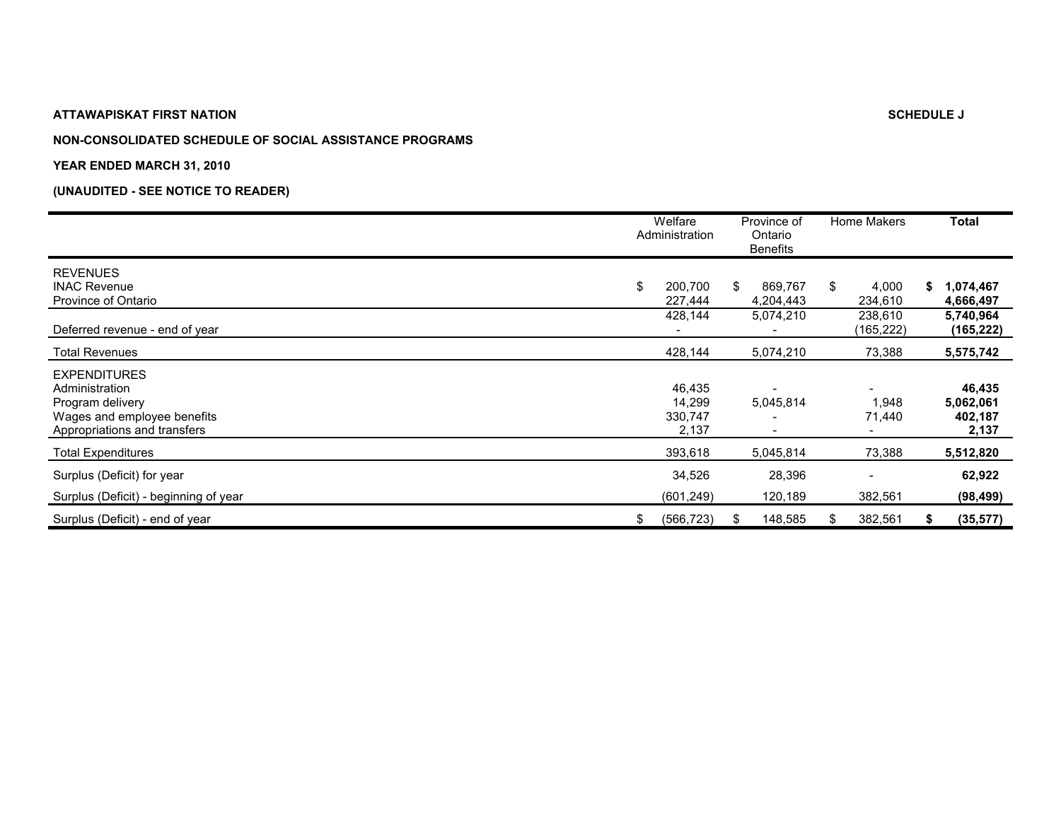**ATTAWAPISKAT FIRST NATION** **SCHEDULE J**

**NON-CONSOLIDATED SCHEDULE OF SOCIAL ASSISTANCE PROGRAMS**

**YEAR ENDED MARCH 31, 2010**

**(UNAUDITED - SEE NOTICE TO READER)**

| | Welfare Administration | Province of Ontario Benefits | Home Makers | **Total** |
|---|---|---|---|---|
| REVENUES | | | | |
| INAC Revenue | $ 200,700 | $ 869,767 | $ 4,000 | **$ 1,074,467** |
| Province of Ontario | 227,444 | 4,204,443 | 234,610 | **4,666,497** |
| | 428,144 | 5,074,210 | 238,610 | **5,740,964** |
| Deferred revenue - end of year | - | - | (165,222) | **(165,222)** |
| Total Revenues | 428,144 | 5,074,210 | 73,388 | **5,575,742** |
| EXPENDITURES | | | | |
| Administration | 46,435 | - | - | **46,435** |
| Program delivery | 14,299 | 5,045,814 | 1,948 | **5,062,061** |
| Wages and employee benefits | 330,747 | - | 71,440 | **402,187** |
| Appropriations and transfers | 2,137 | - | - | **2,137** |
| Total Expenditures | 393,618 | 5,045,814 | 73,388 | **5,512,820** |
| Surplus (Deficit) for year | 34,526 | 28,396 | - | **62,922** |
| Surplus (Deficit) - beginning of year | (601,249) | 120,189 | 382,561 | **(98,499)** |
| Surplus (Deficit) - end of year | $ (566,723) | $ 148,585 | $ 382,561 | **$ (35,577)** |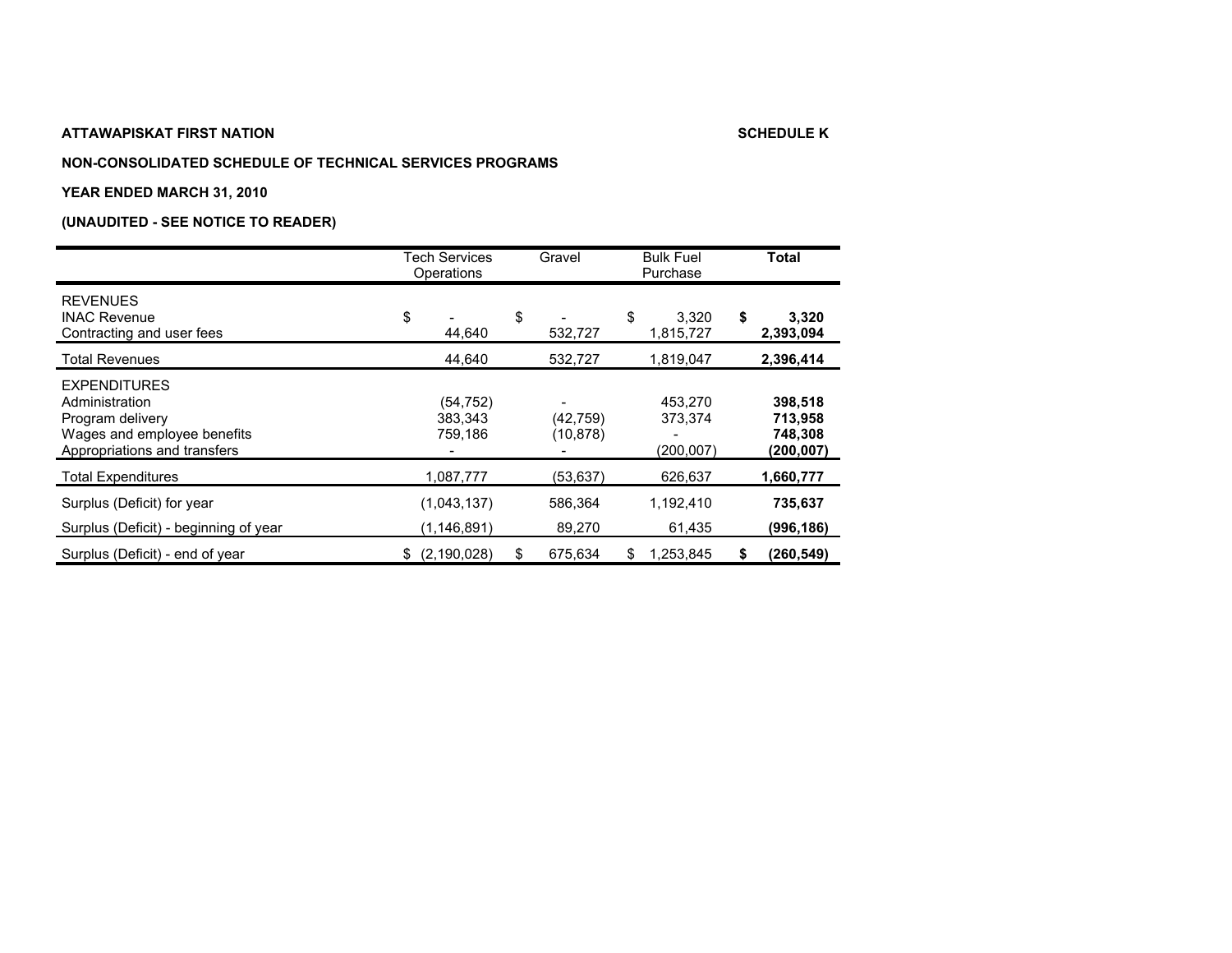**ATTAWAPISKAT FIRST NATION** **SCHEDULE K**

**NON-CONSOLIDATED SCHEDULE OF TECHNICAL SERVICES PROGRAMS**

**YEAR ENDED MARCH 31, 2010**

**(UNAUDITED - SEE NOTICE TO READER)**

| | Tech Services Operations | Gravel | Bulk Fuel Purchase | **Total** |
|---|---|---|---|---|
| REVENUES | | | | |
| INAC Revenue | $ - | $ - | $ 3,320 | **$ 3,320** |
| Contracting and user fees | 44,640 | 532,727 | 1,815,727 | **2,393,094** |
| Total Revenues | 44,640 | 532,727 | 1,819,047 | **2,396,414** |
| EXPENDITURES | | | | |
| Administration | (54,752) | - | 453,270 | **398,518** |
| Program delivery | 383,343 | (42,759) | 373,374 | **713,958** |
| Wages and employee benefits | 759,186 | (10,878) | - | **748,308** |
| Appropriations and transfers | - | - | (200,007) | **(200,007)** |
| Total Expenditures | 1,087,777 | (53,637) | 626,637 | **1,660,777** |
| Surplus (Deficit) for year | (1,043,137) | 586,364 | 1,192,410 | **735,637** |
| Surplus (Deficit) - beginning of year | (1,146,891) | 89,270 | 61,435 | **(996,186)** |
| Surplus (Deficit) - end of year | $ (2,190,028) | $ 675,634 | $ 1,253,845 | **$ (260,549)** |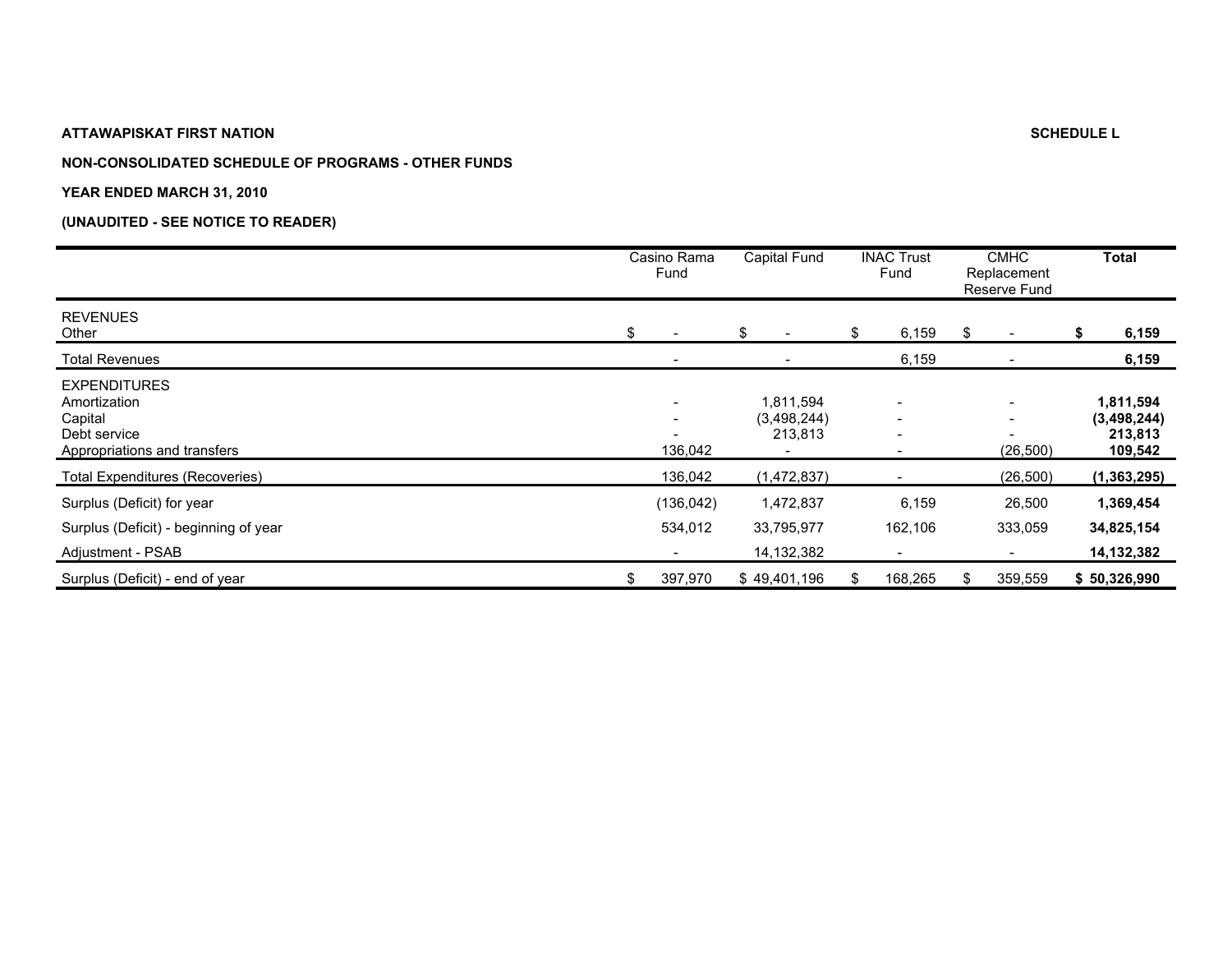**ATTAWAPISKAT FIRST NATION** **SCHEDULE L**

**NON-CONSOLIDATED SCHEDULE OF PROGRAMS - OTHER FUNDS**

**YEAR ENDED MARCH 31, 2010**

**(UNAUDITED - SEE NOTICE TO READER)**

| | Casino Rama Fund | Capital Fund | INAC Trust Fund | CMHC Replacement Reserve Fund | **Total** |
|---|---|---|---|---|---|
| REVENUES | | | | | |
| Other | $ - | $ - | $ 6,159 | $ - | **$ 6,159** |
| Total Revenues | - | - | 6,159 | - | **6,159** |
| EXPENDITURES | | | | | |
| Amortization | - | 1,811,594 | - | - | **1,811,594** |
| Capital | - | (3,498,244) | - | - | **(3,498,244)** |
| Debt service | - | 213,813 | - | - | **213,813** |
| Appropriations and transfers | 136,042 | - | - | (26,500) | **109,542** |
| Total Expenditures (Recoveries) | 136,042 | (1,472,837) | - | (26,500) | **(1,363,295)** |
| Surplus (Deficit) for year | (136,042) | 1,472,837 | 6,159 | 26,500 | **1,369,454** |
| Surplus (Deficit) - beginning of year | 534,012 | 33,795,977 | 162,106 | 333,059 | **34,825,154** |
| Adjustment - PSAB | - | 14,132,382 | - | - | **14,132,382** |
| Surplus (Deficit) - end of year | $ 397,970 | $ 49,401,196 | $ 168,265 | $ 359,559 | **$ 50,326,990** |